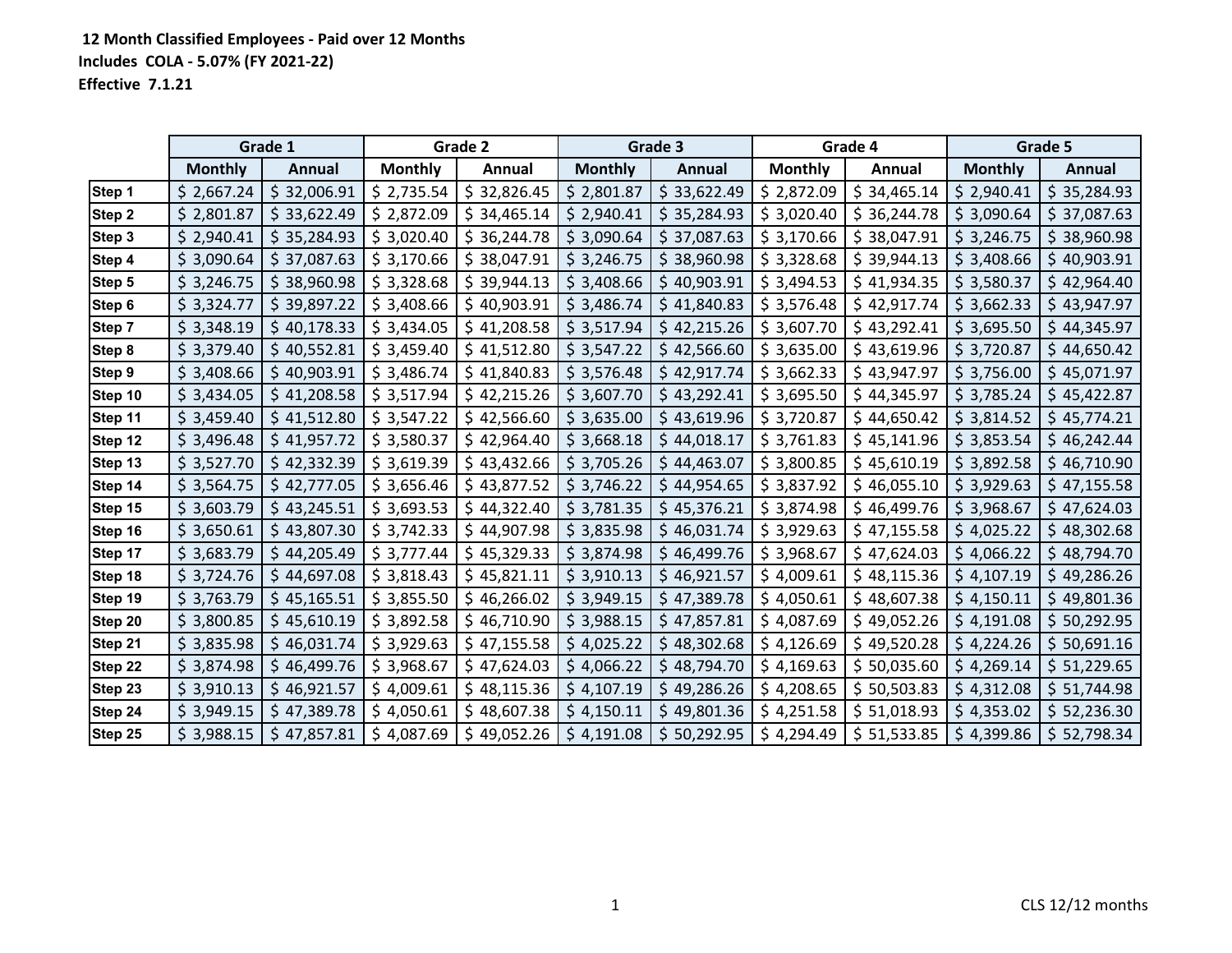**12 Month Classified Employees - Paid over 12 Months**

**Includes COLA - 5.07% (FY 2021-22)**

**Effective 7.1.21**

| | Grade 1 | | Grade 2 | | Grade 3 | | Grade 4 | | Grade 5 | |
|---|---|---|---|---|---|---|---|---|---|---|
| | Monthly | Annual | Monthly | Annual | Monthly | Annual | Monthly | Annual | Monthly | Annual |
| Step 1 | $ 2,667.24 | $ 32,006.91 | $ 2,735.54 | $ 32,826.45 | $ 2,801.87 | $ 33,622.49 | $ 2,872.09 | $ 34,465.14 | $ 2,940.41 | $ 35,284.93 |
| Step 2 | $ 2,801.87 | $ 33,622.49 | $ 2,872.09 | $ 34,465.14 | $ 2,940.41 | $ 35,284.93 | $ 3,020.40 | $ 36,244.78 | $ 3,090.64 | $ 37,087.63 |
| Step 3 | $ 2,940.41 | $ 35,284.93 | $ 3,020.40 | $ 36,244.78 | $ 3,090.64 | $ 37,087.63 | $ 3,170.66 | $ 38,047.91 | $ 3,246.75 | $ 38,960.98 |
| Step 4 | $ 3,090.64 | $ 37,087.63 | $ 3,170.66 | $ 38,047.91 | $ 3,246.75 | $ 38,960.98 | $ 3,328.68 | $ 39,944.13 | $ 3,408.66 | $ 40,903.91 |
| Step 5 | $ 3,246.75 | $ 38,960.98 | $ 3,328.68 | $ 39,944.13 | $ 3,408.66 | $ 40,903.91 | $ 3,494.53 | $ 41,934.35 | $ 3,580.37 | $ 42,964.40 |
| Step 6 | $ 3,324.77 | $ 39,897.22 | $ 3,408.66 | $ 40,903.91 | $ 3,486.74 | $ 41,840.83 | $ 3,576.48 | $ 42,917.74 | $ 3,662.33 | $ 43,947.97 |
| Step 7 | $ 3,348.19 | $ 40,178.33 | $ 3,434.05 | $ 41,208.58 | $ 3,517.94 | $ 42,215.26 | $ 3,607.70 | $ 43,292.41 | $ 3,695.50 | $ 44,345.97 |
| Step 8 | $ 3,379.40 | $ 40,552.81 | $ 3,459.40 | $ 41,512.80 | $ 3,547.22 | $ 42,566.60 | $ 3,635.00 | $ 43,619.96 | $ 3,720.87 | $ 44,650.42 |
| Step 9 | $ 3,408.66 | $ 40,903.91 | $ 3,486.74 | $ 41,840.83 | $ 3,576.48 | $ 42,917.74 | $ 3,662.33 | $ 43,947.97 | $ 3,756.00 | $ 45,071.97 |
| Step 10 | $ 3,434.05 | $ 41,208.58 | $ 3,517.94 | $ 42,215.26 | $ 3,607.70 | $ 43,292.41 | $ 3,695.50 | $ 44,345.97 | $ 3,785.24 | $ 45,422.87 |
| Step 11 | $ 3,459.40 | $ 41,512.80 | $ 3,547.22 | $ 42,566.60 | $ 3,635.00 | $ 43,619.96 | $ 3,720.87 | $ 44,650.42 | $ 3,814.52 | $ 45,774.21 |
| Step 12 | $ 3,496.48 | $ 41,957.72 | $ 3,580.37 | $ 42,964.40 | $ 3,668.18 | $ 44,018.17 | $ 3,761.83 | $ 45,141.96 | $ 3,853.54 | $ 46,242.44 |
| Step 13 | $ 3,527.70 | $ 42,332.39 | $ 3,619.39 | $ 43,432.66 | $ 3,705.26 | $ 44,463.07 | $ 3,800.85 | $ 45,610.19 | $ 3,892.58 | $ 46,710.90 |
| Step 14 | $ 3,564.75 | $ 42,777.05 | $ 3,656.46 | $ 43,877.52 | $ 3,746.22 | $ 44,954.65 | $ 3,837.92 | $ 46,055.10 | $ 3,929.63 | $ 47,155.58 |
| Step 15 | $ 3,603.79 | $ 43,245.51 | $ 3,693.53 | $ 44,322.40 | $ 3,781.35 | $ 45,376.21 | $ 3,874.98 | $ 46,499.76 | $ 3,968.67 | $ 47,624.03 |
| Step 16 | $ 3,650.61 | $ 43,807.30 | $ 3,742.33 | $ 44,907.98 | $ 3,835.98 | $ 46,031.74 | $ 3,929.63 | $ 47,155.58 | $ 4,025.22 | $ 48,302.68 |
| Step 17 | $ 3,683.79 | $ 44,205.49 | $ 3,777.44 | $ 45,329.33 | $ 3,874.98 | $ 46,499.76 | $ 3,968.67 | $ 47,624.03 | $ 4,066.22 | $ 48,794.70 |
| Step 18 | $ 3,724.76 | $ 44,697.08 | $ 3,818.43 | $ 45,821.11 | $ 3,910.13 | $ 46,921.57 | $ 4,009.61 | $ 48,115.36 | $ 4,107.19 | $ 49,286.26 |
| Step 19 | $ 3,763.79 | $ 45,165.51 | $ 3,855.50 | $ 46,266.02 | $ 3,949.15 | $ 47,389.78 | $ 4,050.61 | $ 48,607.38 | $ 4,150.11 | $ 49,801.36 |
| Step 20 | $ 3,800.85 | $ 45,610.19 | $ 3,892.58 | $ 46,710.90 | $ 3,988.15 | $ 47,857.81 | $ 4,087.69 | $ 49,052.26 | $ 4,191.08 | $ 50,292.95 |
| Step 21 | $ 3,835.98 | $ 46,031.74 | $ 3,929.63 | $ 47,155.58 | $ 4,025.22 | $ 48,302.68 | $ 4,126.69 | $ 49,520.28 | $ 4,224.26 | $ 50,691.16 |
| Step 22 | $ 3,874.98 | $ 46,499.76 | $ 3,968.67 | $ 47,624.03 | $ 4,066.22 | $ 48,794.70 | $ 4,169.63 | $ 50,035.60 | $ 4,269.14 | $ 51,229.65 |
| Step 23 | $ 3,910.13 | $ 46,921.57 | $ 4,009.61 | $ 48,115.36 | $ 4,107.19 | $ 49,286.26 | $ 4,208.65 | $ 50,503.83 | $ 4,312.08 | $ 51,744.98 |
| Step 24 | $ 3,949.15 | $ 47,389.78 | $ 4,050.61 | $ 48,607.38 | $ 4,150.11 | $ 49,801.36 | $ 4,251.58 | $ 51,018.93 | $ 4,353.02 | $ 52,236.30 |
| Step 25 | $ 3,988.15 | $ 47,857.81 | $ 4,087.69 | $ 49,052.26 | $ 4,191.08 | $ 50,292.95 | $ 4,294.49 | $ 51,533.85 | $ 4,399.86 | $ 52,798.34 |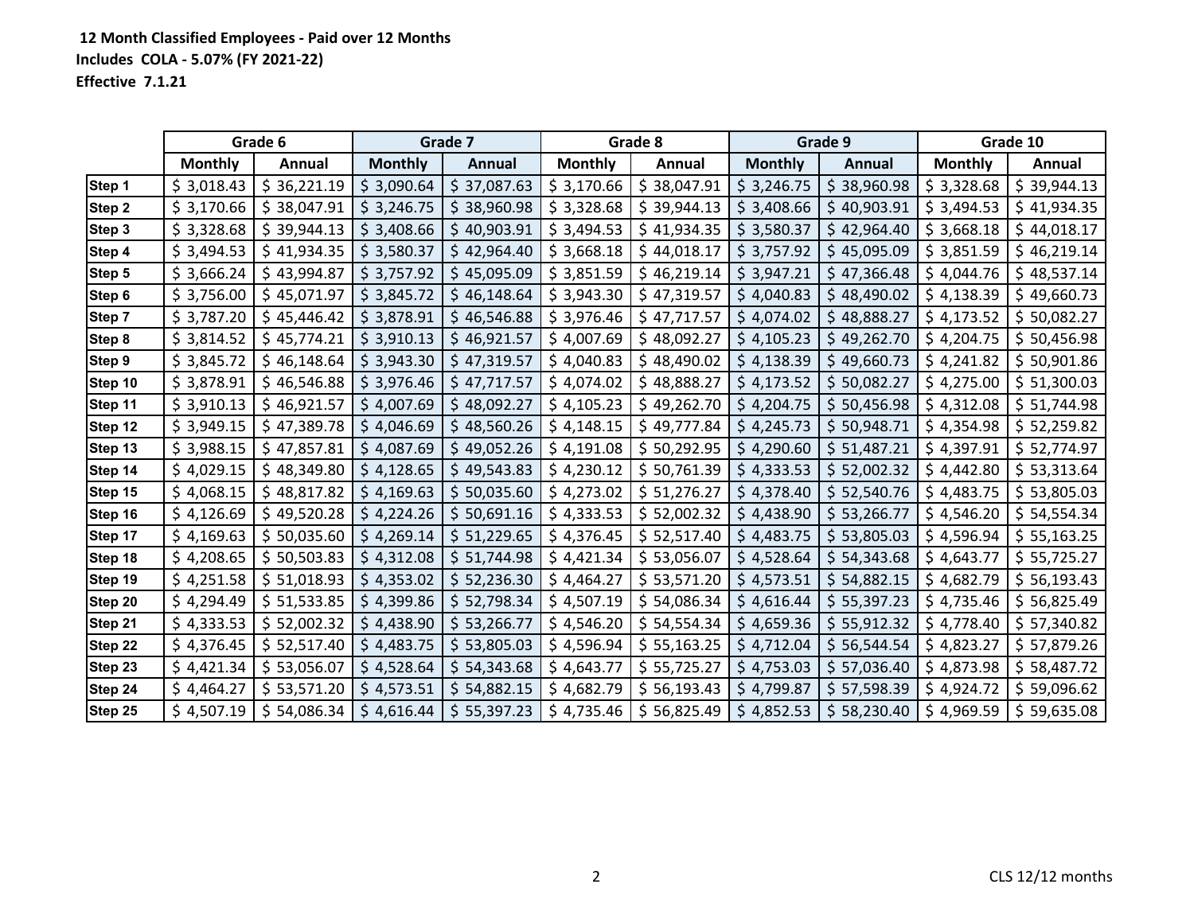**12 Month Classified Employees - Paid over 12 Months**
**Includes COLA - 5.07% (FY 2021-22)**
**Effective 7.1.21**

| | Grade 6 | | Grade 7 | | Grade 8 | | Grade 9 | | Grade 10 | |
|---|---|---|---|---|---|---|---|---|---|---|
| | Monthly | Annual | Monthly | Annual | Monthly | Annual | Monthly | Annual | Monthly | Annual |
| Step 1 | $ 3,018.43 | $ 36,221.19 | $ 3,090.64 | $ 37,087.63 | $ 3,170.66 | $ 38,047.91 | $ 3,246.75 | $ 38,960.98 | $ 3,328.68 | $ 39,944.13 |
| Step 2 | $ 3,170.66 | $ 38,047.91 | $ 3,246.75 | $ 38,960.98 | $ 3,328.68 | $ 39,944.13 | $ 3,408.66 | $ 40,903.91 | $ 3,494.53 | $ 41,934.35 |
| Step 3 | $ 3,328.68 | $ 39,944.13 | $ 3,408.66 | $ 40,903.91 | $ 3,494.53 | $ 41,934.35 | $ 3,580.37 | $ 42,964.40 | $ 3,668.18 | $ 44,018.17 |
| Step 4 | $ 3,494.53 | $ 41,934.35 | $ 3,580.37 | $ 42,964.40 | $ 3,668.18 | $ 44,018.17 | $ 3,757.92 | $ 45,095.09 | $ 3,851.59 | $ 46,219.14 |
| Step 5 | $ 3,666.24 | $ 43,994.87 | $ 3,757.92 | $ 45,095.09 | $ 3,851.59 | $ 46,219.14 | $ 3,947.21 | $ 47,366.48 | $ 4,044.76 | $ 48,537.14 |
| Step 6 | $ 3,756.00 | $ 45,071.97 | $ 3,845.72 | $ 46,148.64 | $ 3,943.30 | $ 47,319.57 | $ 4,040.83 | $ 48,490.02 | $ 4,138.39 | $ 49,660.73 |
| Step 7 | $ 3,787.20 | $ 45,446.42 | $ 3,878.91 | $ 46,546.88 | $ 3,976.46 | $ 47,717.57 | $ 4,074.02 | $ 48,888.27 | $ 4,173.52 | $ 50,082.27 |
| Step 8 | $ 3,814.52 | $ 45,774.21 | $ 3,910.13 | $ 46,921.57 | $ 4,007.69 | $ 48,092.27 | $ 4,105.23 | $ 49,262.70 | $ 4,204.75 | $ 50,456.98 |
| Step 9 | $ 3,845.72 | $ 46,148.64 | $ 3,943.30 | $ 47,319.57 | $ 4,040.83 | $ 48,490.02 | $ 4,138.39 | $ 49,660.73 | $ 4,241.82 | $ 50,901.86 |
| Step 10 | $ 3,878.91 | $ 46,546.88 | $ 3,976.46 | $ 47,717.57 | $ 4,074.02 | $ 48,888.27 | $ 4,173.52 | $ 50,082.27 | $ 4,275.00 | $ 51,300.03 |
| Step 11 | $ 3,910.13 | $ 46,921.57 | $ 4,007.69 | $ 48,092.27 | $ 4,105.23 | $ 49,262.70 | $ 4,204.75 | $ 50,456.98 | $ 4,312.08 | $ 51,744.98 |
| Step 12 | $ 3,949.15 | $ 47,389.78 | $ 4,046.69 | $ 48,560.26 | $ 4,148.15 | $ 49,777.84 | $ 4,245.73 | $ 50,948.71 | $ 4,354.98 | $ 52,259.82 |
| Step 13 | $ 3,988.15 | $ 47,857.81 | $ 4,087.69 | $ 49,052.26 | $ 4,191.08 | $ 50,292.95 | $ 4,290.60 | $ 51,487.21 | $ 4,397.91 | $ 52,774.97 |
| Step 14 | $ 4,029.15 | $ 48,349.80 | $ 4,128.65 | $ 49,543.83 | $ 4,230.12 | $ 50,761.39 | $ 4,333.53 | $ 52,002.32 | $ 4,442.80 | $ 53,313.64 |
| Step 15 | $ 4,068.15 | $ 48,817.82 | $ 4,169.63 | $ 50,035.60 | $ 4,273.02 | $ 51,276.27 | $ 4,378.40 | $ 52,540.76 | $ 4,483.75 | $ 53,805.03 |
| Step 16 | $ 4,126.69 | $ 49,520.28 | $ 4,224.26 | $ 50,691.16 | $ 4,333.53 | $ 52,002.32 | $ 4,438.90 | $ 53,266.77 | $ 4,546.20 | $ 54,554.34 |
| Step 17 | $ 4,169.63 | $ 50,035.60 | $ 4,269.14 | $ 51,229.65 | $ 4,376.45 | $ 52,517.40 | $ 4,483.75 | $ 53,805.03 | $ 4,596.94 | $ 55,163.25 |
| Step 18 | $ 4,208.65 | $ 50,503.83 | $ 4,312.08 | $ 51,744.98 | $ 4,421.34 | $ 53,056.07 | $ 4,528.64 | $ 54,343.68 | $ 4,643.77 | $ 55,725.27 |
| Step 19 | $ 4,251.58 | $ 51,018.93 | $ 4,353.02 | $ 52,236.30 | $ 4,464.27 | $ 53,571.20 | $ 4,573.51 | $ 54,882.15 | $ 4,682.79 | $ 56,193.43 |
| Step 20 | $ 4,294.49 | $ 51,533.85 | $ 4,399.86 | $ 52,798.34 | $ 4,507.19 | $ 54,086.34 | $ 4,616.44 | $ 55,397.23 | $ 4,735.46 | $ 56,825.49 |
| Step 21 | $ 4,333.53 | $ 52,002.32 | $ 4,438.90 | $ 53,266.77 | $ 4,546.20 | $ 54,554.34 | $ 4,659.36 | $ 55,912.32 | $ 4,778.40 | $ 57,340.82 |
| Step 22 | $ 4,376.45 | $ 52,517.40 | $ 4,483.75 | $ 53,805.03 | $ 4,596.94 | $ 55,163.25 | $ 4,712.04 | $ 56,544.54 | $ 4,823.27 | $ 57,879.26 |
| Step 23 | $ 4,421.34 | $ 53,056.07 | $ 4,528.64 | $ 54,343.68 | $ 4,643.77 | $ 55,725.27 | $ 4,753.03 | $ 57,036.40 | $ 4,873.98 | $ 58,487.72 |
| Step 24 | $ 4,464.27 | $ 53,571.20 | $ 4,573.51 | $ 54,882.15 | $ 4,682.79 | $ 56,193.43 | $ 4,799.87 | $ 57,598.39 | $ 4,924.72 | $ 59,096.62 |
| Step 25 | $ 4,507.19 | $ 54,086.34 | $ 4,616.44 | $ 55,397.23 | $ 4,735.46 | $ 56,825.49 | $ 4,852.53 | $ 58,230.40 | $ 4,969.59 | $ 59,635.08 |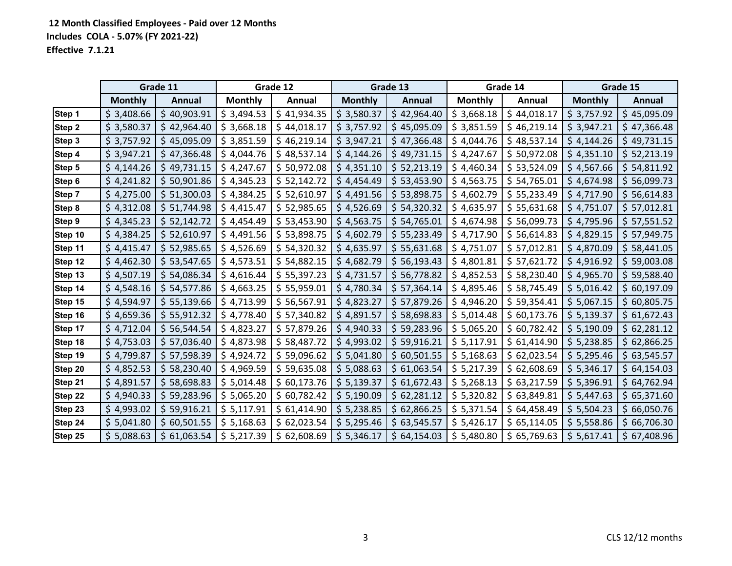**12 Month Classified Employees - Paid over 12 Months**
**Includes COLA - 5.07% (FY 2021-22)**
**Effective 7.1.21**

| | Grade 11 | | Grade 12 | | Grade 13 | | Grade 14 | | Grade 15 | |
|---|---|---|---|---|---|---|---|---|---|---|
| | Monthly | Annual | Monthly | Annual | Monthly | Annual | Monthly | Annual | Monthly | Annual |
| Step 1 | $ 3,408.66 | $ 40,903.91 | $ 3,494.53 | $ 41,934.35 | $ 3,580.37 | $ 42,964.40 | $ 3,668.18 | $ 44,018.17 | $ 3,757.92 | $ 45,095.09 |
| Step 2 | $ 3,580.37 | $ 42,964.40 | $ 3,668.18 | $ 44,018.17 | $ 3,757.92 | $ 45,095.09 | $ 3,851.59 | $ 46,219.14 | $ 3,947.21 | $ 47,366.48 |
| Step 3 | $ 3,757.92 | $ 45,095.09 | $ 3,851.59 | $ 46,219.14 | $ 3,947.21 | $ 47,366.48 | $ 4,044.76 | $ 48,537.14 | $ 4,144.26 | $ 49,731.15 |
| Step 4 | $ 3,947.21 | $ 47,366.48 | $ 4,044.76 | $ 48,537.14 | $ 4,144.26 | $ 49,731.15 | $ 4,247.67 | $ 50,972.08 | $ 4,351.10 | $ 52,213.19 |
| Step 5 | $ 4,144.26 | $ 49,731.15 | $ 4,247.67 | $ 50,972.08 | $ 4,351.10 | $ 52,213.19 | $ 4,460.34 | $ 53,524.09 | $ 4,567.66 | $ 54,811.92 |
| Step 6 | $ 4,241.82 | $ 50,901.86 | $ 4,345.23 | $ 52,142.72 | $ 4,454.49 | $ 53,453.90 | $ 4,563.75 | $ 54,765.01 | $ 4,674.98 | $ 56,099.73 |
| Step 7 | $ 4,275.00 | $ 51,300.03 | $ 4,384.25 | $ 52,610.97 | $ 4,491.56 | $ 53,898.75 | $ 4,602.79 | $ 55,233.49 | $ 4,717.90 | $ 56,614.83 |
| Step 8 | $ 4,312.08 | $ 51,744.98 | $ 4,415.47 | $ 52,985.65 | $ 4,526.69 | $ 54,320.32 | $ 4,635.97 | $ 55,631.68 | $ 4,751.07 | $ 57,012.81 |
| Step 9 | $ 4,345.23 | $ 52,142.72 | $ 4,454.49 | $ 53,453.90 | $ 4,563.75 | $ 54,765.01 | $ 4,674.98 | $ 56,099.73 | $ 4,795.96 | $ 57,551.52 |
| Step 10 | $ 4,384.25 | $ 52,610.97 | $ 4,491.56 | $ 53,898.75 | $ 4,602.79 | $ 55,233.49 | $ 4,717.90 | $ 56,614.83 | $ 4,829.15 | $ 57,949.75 |
| Step 11 | $ 4,415.47 | $ 52,985.65 | $ 4,526.69 | $ 54,320.32 | $ 4,635.97 | $ 55,631.68 | $ 4,751.07 | $ 57,012.81 | $ 4,870.09 | $ 58,441.05 |
| Step 12 | $ 4,462.30 | $ 53,547.65 | $ 4,573.51 | $ 54,882.15 | $ 4,682.79 | $ 56,193.43 | $ 4,801.81 | $ 57,621.72 | $ 4,916.92 | $ 59,003.08 |
| Step 13 | $ 4,507.19 | $ 54,086.34 | $ 4,616.44 | $ 55,397.23 | $ 4,731.57 | $ 56,778.82 | $ 4,852.53 | $ 58,230.40 | $ 4,965.70 | $ 59,588.40 |
| Step 14 | $ 4,548.16 | $ 54,577.86 | $ 4,663.25 | $ 55,959.01 | $ 4,780.34 | $ 57,364.14 | $ 4,895.46 | $ 58,745.49 | $ 5,016.42 | $ 60,197.09 |
| Step 15 | $ 4,594.97 | $ 55,139.66 | $ 4,713.99 | $ 56,567.91 | $ 4,823.27 | $ 57,879.26 | $ 4,946.20 | $ 59,354.41 | $ 5,067.15 | $ 60,805.75 |
| Step 16 | $ 4,659.36 | $ 55,912.32 | $ 4,778.40 | $ 57,340.82 | $ 4,891.57 | $ 58,698.83 | $ 5,014.48 | $ 60,173.76 | $ 5,139.37 | $ 61,672.43 |
| Step 17 | $ 4,712.04 | $ 56,544.54 | $ 4,823.27 | $ 57,879.26 | $ 4,940.33 | $ 59,283.96 | $ 5,065.20 | $ 60,782.42 | $ 5,190.09 | $ 62,281.12 |
| Step 18 | $ 4,753.03 | $ 57,036.40 | $ 4,873.98 | $ 58,487.72 | $ 4,993.02 | $ 59,916.21 | $ 5,117.91 | $ 61,414.90 | $ 5,238.85 | $ 62,866.25 |
| Step 19 | $ 4,799.87 | $ 57,598.39 | $ 4,924.72 | $ 59,096.62 | $ 5,041.80 | $ 60,501.55 | $ 5,168.63 | $ 62,023.54 | $ 5,295.46 | $ 63,545.57 |
| Step 20 | $ 4,852.53 | $ 58,230.40 | $ 4,969.59 | $ 59,635.08 | $ 5,088.63 | $ 61,063.54 | $ 5,217.39 | $ 62,608.69 | $ 5,346.17 | $ 64,154.03 |
| Step 21 | $ 4,891.57 | $ 58,698.83 | $ 5,014.48 | $ 60,173.76 | $ 5,139.37 | $ 61,672.43 | $ 5,268.13 | $ 63,217.59 | $ 5,396.91 | $ 64,762.94 |
| Step 22 | $ 4,940.33 | $ 59,283.96 | $ 5,065.20 | $ 60,782.42 | $ 5,190.09 | $ 62,281.12 | $ 5,320.82 | $ 63,849.81 | $ 5,447.63 | $ 65,371.60 |
| Step 23 | $ 4,993.02 | $ 59,916.21 | $ 5,117.91 | $ 61,414.90 | $ 5,238.85 | $ 62,866.25 | $ 5,371.54 | $ 64,458.49 | $ 5,504.23 | $ 66,050.76 |
| Step 24 | $ 5,041.80 | $ 60,501.55 | $ 5,168.63 | $ 62,023.54 | $ 5,295.46 | $ 63,545.57 | $ 5,426.17 | $ 65,114.05 | $ 5,558.86 | $ 66,706.30 |
| Step 25 | $ 5,088.63 | $ 61,063.54 | $ 5,217.39 | $ 62,608.69 | $ 5,346.17 | $ 64,154.03 | $ 5,480.80 | $ 65,769.63 | $ 5,617.41 | $ 67,408.96 |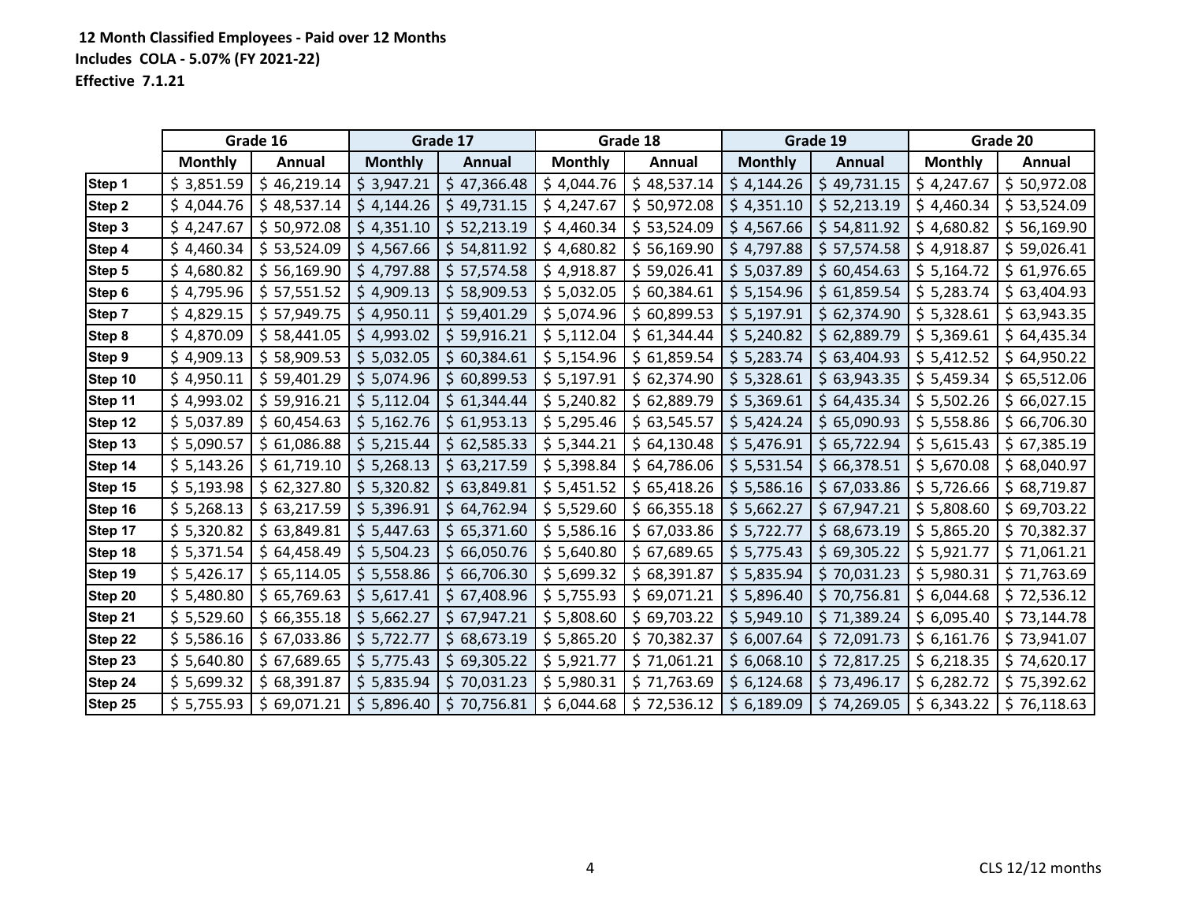**12 Month Classified Employees - Paid over 12 Months**

**Includes COLA - 5.07% (FY 2021-22)**

**Effective 7.1.21**

| | Grade 16 | | Grade 17 | | Grade 18 | | Grade 19 | | Grade 20 | |
|---|---|---|---|---|---|---|---|---|---|---|
| | Monthly | Annual | Monthly | Annual | Monthly | Annual | Monthly | Annual | Monthly | Annual |
| Step 1 | $ 3,851.59 | $ 46,219.14 | $ 3,947.21 | $ 47,366.48 | $ 4,044.76 | $ 48,537.14 | $ 4,144.26 | $ 49,731.15 | $ 4,247.67 | $ 50,972.08 |
| Step 2 | $ 4,044.76 | $ 48,537.14 | $ 4,144.26 | $ 49,731.15 | $ 4,247.67 | $ 50,972.08 | $ 4,351.10 | $ 52,213.19 | $ 4,460.34 | $ 53,524.09 |
| Step 3 | $ 4,247.67 | $ 50,972.08 | $ 4,351.10 | $ 52,213.19 | $ 4,460.34 | $ 53,524.09 | $ 4,567.66 | $ 54,811.92 | $ 4,680.82 | $ 56,169.90 |
| Step 4 | $ 4,460.34 | $ 53,524.09 | $ 4,567.66 | $ 54,811.92 | $ 4,680.82 | $ 56,169.90 | $ 4,797.88 | $ 57,574.58 | $ 4,918.87 | $ 59,026.41 |
| Step 5 | $ 4,680.82 | $ 56,169.90 | $ 4,797.88 | $ 57,574.58 | $ 4,918.87 | $ 59,026.41 | $ 5,037.89 | $ 60,454.63 | $ 5,164.72 | $ 61,976.65 |
| Step 6 | $ 4,795.96 | $ 57,551.52 | $ 4,909.13 | $ 58,909.53 | $ 5,032.05 | $ 60,384.61 | $ 5,154.96 | $ 61,859.54 | $ 5,283.74 | $ 63,404.93 |
| Step 7 | $ 4,829.15 | $ 57,949.75 | $ 4,950.11 | $ 59,401.29 | $ 5,074.96 | $ 60,899.53 | $ 5,197.91 | $ 62,374.90 | $ 5,328.61 | $ 63,943.35 |
| Step 8 | $ 4,870.09 | $ 58,441.05 | $ 4,993.02 | $ 59,916.21 | $ 5,112.04 | $ 61,344.44 | $ 5,240.82 | $ 62,889.79 | $ 5,369.61 | $ 64,435.34 |
| Step 9 | $ 4,909.13 | $ 58,909.53 | $ 5,032.05 | $ 60,384.61 | $ 5,154.96 | $ 61,859.54 | $ 5,283.74 | $ 63,404.93 | $ 5,412.52 | $ 64,950.22 |
| Step 10 | $ 4,950.11 | $ 59,401.29 | $ 5,074.96 | $ 60,899.53 | $ 5,197.91 | $ 62,374.90 | $ 5,328.61 | $ 63,943.35 | $ 5,459.34 | $ 65,512.06 |
| Step 11 | $ 4,993.02 | $ 59,916.21 | $ 5,112.04 | $ 61,344.44 | $ 5,240.82 | $ 62,889.79 | $ 5,369.61 | $ 64,435.34 | $ 5,502.26 | $ 66,027.15 |
| Step 12 | $ 5,037.89 | $ 60,454.63 | $ 5,162.76 | $ 61,953.13 | $ 5,295.46 | $ 63,545.57 | $ 5,424.24 | $ 65,090.93 | $ 5,558.86 | $ 66,706.30 |
| Step 13 | $ 5,090.57 | $ 61,086.88 | $ 5,215.44 | $ 62,585.33 | $ 5,344.21 | $ 64,130.48 | $ 5,476.91 | $ 65,722.94 | $ 5,615.43 | $ 67,385.19 |
| Step 14 | $ 5,143.26 | $ 61,719.10 | $ 5,268.13 | $ 63,217.59 | $ 5,398.84 | $ 64,786.06 | $ 5,531.54 | $ 66,378.51 | $ 5,670.08 | $ 68,040.97 |
| Step 15 | $ 5,193.98 | $ 62,327.80 | $ 5,320.82 | $ 63,849.81 | $ 5,451.52 | $ 65,418.26 | $ 5,586.16 | $ 67,033.86 | $ 5,726.66 | $ 68,719.87 |
| Step 16 | $ 5,268.13 | $ 63,217.59 | $ 5,396.91 | $ 64,762.94 | $ 5,529.60 | $ 66,355.18 | $ 5,662.27 | $ 67,947.21 | $ 5,808.60 | $ 69,703.22 |
| Step 17 | $ 5,320.82 | $ 63,849.81 | $ 5,447.63 | $ 65,371.60 | $ 5,586.16 | $ 67,033.86 | $ 5,722.77 | $ 68,673.19 | $ 5,865.20 | $ 70,382.37 |
| Step 18 | $ 5,371.54 | $ 64,458.49 | $ 5,504.23 | $ 66,050.76 | $ 5,640.80 | $ 67,689.65 | $ 5,775.43 | $ 69,305.22 | $ 5,921.77 | $ 71,061.21 |
| Step 19 | $ 5,426.17 | $ 65,114.05 | $ 5,558.86 | $ 66,706.30 | $ 5,699.32 | $ 68,391.87 | $ 5,835.94 | $ 70,031.23 | $ 5,980.31 | $ 71,763.69 |
| Step 20 | $ 5,480.80 | $ 65,769.63 | $ 5,617.41 | $ 67,408.96 | $ 5,755.93 | $ 69,071.21 | $ 5,896.40 | $ 70,756.81 | $ 6,044.68 | $ 72,536.12 |
| Step 21 | $ 5,529.60 | $ 66,355.18 | $ 5,662.27 | $ 67,947.21 | $ 5,808.60 | $ 69,703.22 | $ 5,949.10 | $ 71,389.24 | $ 6,095.40 | $ 73,144.78 |
| Step 22 | $ 5,586.16 | $ 67,033.86 | $ 5,722.77 | $ 68,673.19 | $ 5,865.20 | $ 70,382.37 | $ 6,007.64 | $ 72,091.73 | $ 6,161.76 | $ 73,941.07 |
| Step 23 | $ 5,640.80 | $ 67,689.65 | $ 5,775.43 | $ 69,305.22 | $ 5,921.77 | $ 71,061.21 | $ 6,068.10 | $ 72,817.25 | $ 6,218.35 | $ 74,620.17 |
| Step 24 | $ 5,699.32 | $ 68,391.87 | $ 5,835.94 | $ 70,031.23 | $ 5,980.31 | $ 71,763.69 | $ 6,124.68 | $ 73,496.17 | $ 6,282.72 | $ 75,392.62 |
| Step 25 | $ 5,755.93 | $ 69,071.21 | $ 5,896.40 | $ 70,756.81 | $ 6,044.68 | $ 72,536.12 | $ 6,189.09 | $ 74,269.05 | $ 6,343.22 | $ 76,118.63 |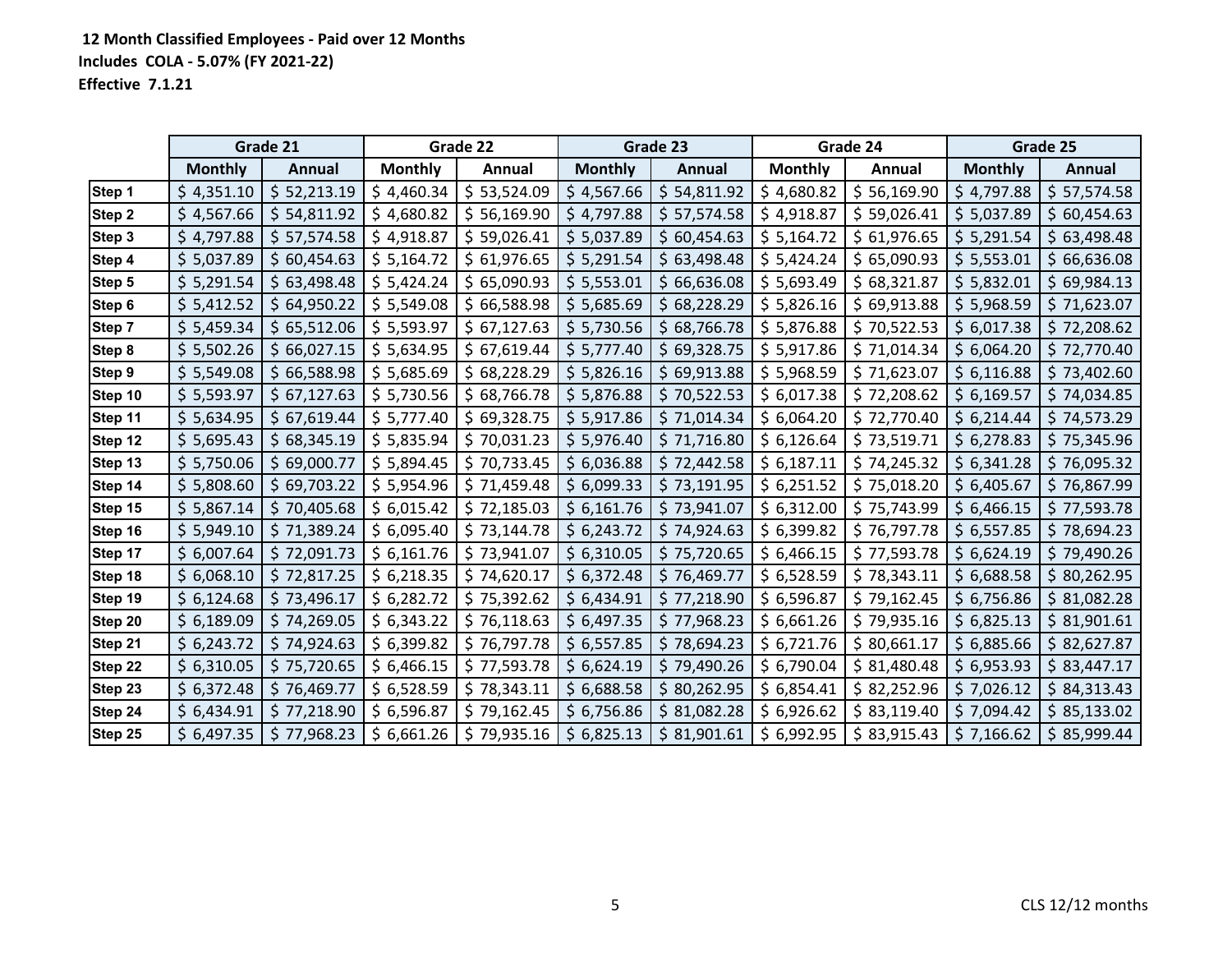**12 Month Classified Employees - Paid over 12 Months**

**Includes COLA - 5.07% (FY 2021-22)**

**Effective 7.1.21**

| | Grade 21 | | Grade 22 | | Grade 23 | | Grade 24 | | Grade 25 | |
|---|---|---|---|---|---|---|---|---|---|---|
| | Monthly | Annual | Monthly | Annual | Monthly | Annual | Monthly | Annual | Monthly | Annual |
| Step 1 | $ 4,351.10 | $ 52,213.19 | $ 4,460.34 | $ 53,524.09 | $ 4,567.66 | $ 54,811.92 | $ 4,680.82 | $ 56,169.90 | $ 4,797.88 | $ 57,574.58 |
| Step 2 | $ 4,567.66 | $ 54,811.92 | $ 4,680.82 | $ 56,169.90 | $ 4,797.88 | $ 57,574.58 | $ 4,918.87 | $ 59,026.41 | $ 5,037.89 | $ 60,454.63 |
| Step 3 | $ 4,797.88 | $ 57,574.58 | $ 4,918.87 | $ 59,026.41 | $ 5,037.89 | $ 60,454.63 | $ 5,164.72 | $ 61,976.65 | $ 5,291.54 | $ 63,498.48 |
| Step 4 | $ 5,037.89 | $ 60,454.63 | $ 5,164.72 | $ 61,976.65 | $ 5,291.54 | $ 63,498.48 | $ 5,424.24 | $ 65,090.93 | $ 5,553.01 | $ 66,636.08 |
| Step 5 | $ 5,291.54 | $ 63,498.48 | $ 5,424.24 | $ 65,090.93 | $ 5,553.01 | $ 66,636.08 | $ 5,693.49 | $ 68,321.87 | $ 5,832.01 | $ 69,984.13 |
| Step 6 | $ 5,412.52 | $ 64,950.22 | $ 5,549.08 | $ 66,588.98 | $ 5,685.69 | $ 68,228.29 | $ 5,826.16 | $ 69,913.88 | $ 5,968.59 | $ 71,623.07 |
| Step 7 | $ 5,459.34 | $ 65,512.06 | $ 5,593.97 | $ 67,127.63 | $ 5,730.56 | $ 68,766.78 | $ 5,876.88 | $ 70,522.53 | $ 6,017.38 | $ 72,208.62 |
| Step 8 | $ 5,502.26 | $ 66,027.15 | $ 5,634.95 | $ 67,619.44 | $ 5,777.40 | $ 69,328.75 | $ 5,917.86 | $ 71,014.34 | $ 6,064.20 | $ 72,770.40 |
| Step 9 | $ 5,549.08 | $ 66,588.98 | $ 5,685.69 | $ 68,228.29 | $ 5,826.16 | $ 69,913.88 | $ 5,968.59 | $ 71,623.07 | $ 6,116.88 | $ 73,402.60 |
| Step 10 | $ 5,593.97 | $ 67,127.63 | $ 5,730.56 | $ 68,766.78 | $ 5,876.88 | $ 70,522.53 | $ 6,017.38 | $ 72,208.62 | $ 6,169.57 | $ 74,034.85 |
| Step 11 | $ 5,634.95 | $ 67,619.44 | $ 5,777.40 | $ 69,328.75 | $ 5,917.86 | $ 71,014.34 | $ 6,064.20 | $ 72,770.40 | $ 6,214.44 | $ 74,573.29 |
| Step 12 | $ 5,695.43 | $ 68,345.19 | $ 5,835.94 | $ 70,031.23 | $ 5,976.40 | $ 71,716.80 | $ 6,126.64 | $ 73,519.71 | $ 6,278.83 | $ 75,345.96 |
| Step 13 | $ 5,750.06 | $ 69,000.77 | $ 5,894.45 | $ 70,733.45 | $ 6,036.88 | $ 72,442.58 | $ 6,187.11 | $ 74,245.32 | $ 6,341.28 | $ 76,095.32 |
| Step 14 | $ 5,808.60 | $ 69,703.22 | $ 5,954.96 | $ 71,459.48 | $ 6,099.33 | $ 73,191.95 | $ 6,251.52 | $ 75,018.20 | $ 6,405.67 | $ 76,867.99 |
| Step 15 | $ 5,867.14 | $ 70,405.68 | $ 6,015.42 | $ 72,185.03 | $ 6,161.76 | $ 73,941.07 | $ 6,312.00 | $ 75,743.99 | $ 6,466.15 | $ 77,593.78 |
| Step 16 | $ 5,949.10 | $ 71,389.24 | $ 6,095.40 | $ 73,144.78 | $ 6,243.72 | $ 74,924.63 | $ 6,399.82 | $ 76,797.78 | $ 6,557.85 | $ 78,694.23 |
| Step 17 | $ 6,007.64 | $ 72,091.73 | $ 6,161.76 | $ 73,941.07 | $ 6,310.05 | $ 75,720.65 | $ 6,466.15 | $ 77,593.78 | $ 6,624.19 | $ 79,490.26 |
| Step 18 | $ 6,068.10 | $ 72,817.25 | $ 6,218.35 | $ 74,620.17 | $ 6,372.48 | $ 76,469.77 | $ 6,528.59 | $ 78,343.11 | $ 6,688.58 | $ 80,262.95 |
| Step 19 | $ 6,124.68 | $ 73,496.17 | $ 6,282.72 | $ 75,392.62 | $ 6,434.91 | $ 77,218.90 | $ 6,596.87 | $ 79,162.45 | $ 6,756.86 | $ 81,082.28 |
| Step 20 | $ 6,189.09 | $ 74,269.05 | $ 6,343.22 | $ 76,118.63 | $ 6,497.35 | $ 77,968.23 | $ 6,661.26 | $ 79,935.16 | $ 6,825.13 | $ 81,901.61 |
| Step 21 | $ 6,243.72 | $ 74,924.63 | $ 6,399.82 | $ 76,797.78 | $ 6,557.85 | $ 78,694.23 | $ 6,721.76 | $ 80,661.17 | $ 6,885.66 | $ 82,627.87 |
| Step 22 | $ 6,310.05 | $ 75,720.65 | $ 6,466.15 | $ 77,593.78 | $ 6,624.19 | $ 79,490.26 | $ 6,790.04 | $ 81,480.48 | $ 6,953.93 | $ 83,447.17 |
| Step 23 | $ 6,372.48 | $ 76,469.77 | $ 6,528.59 | $ 78,343.11 | $ 6,688.58 | $ 80,262.95 | $ 6,854.41 | $ 82,252.96 | $ 7,026.12 | $ 84,313.43 |
| Step 24 | $ 6,434.91 | $ 77,218.90 | $ 6,596.87 | $ 79,162.45 | $ 6,756.86 | $ 81,082.28 | $ 6,926.62 | $ 83,119.40 | $ 7,094.42 | $ 85,133.02 |
| Step 25 | $ 6,497.35 | $ 77,968.23 | $ 6,661.26 | $ 79,935.16 | $ 6,825.13 | $ 81,901.61 | $ 6,992.95 | $ 83,915.43 | $ 7,166.62 | $ 85,999.44 |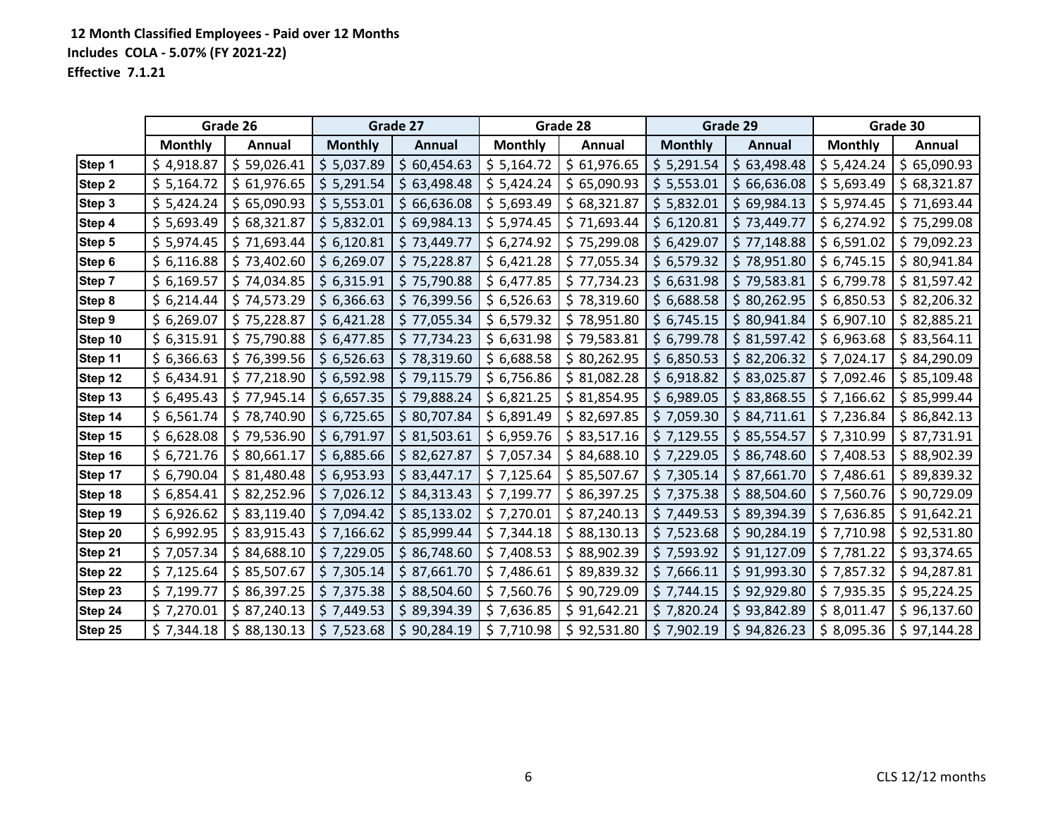**12 Month Classified Employees - Paid over 12 Months**

**Includes COLA - 5.07% (FY 2021-22)**

**Effective 7.1.21**

| | Grade 26 | | Grade 27 | | Grade 28 | | Grade 29 | | Grade 30 | |
|---|---|---|---|---|---|---|---|---|---|---|
| | Monthly | Annual | Monthly | Annual | Monthly | Annual | Monthly | Annual | Monthly | Annual |
| Step 1 | $ 4,918.87 | $ 59,026.41 | $ 5,037.89 | $ 60,454.63 | $ 5,164.72 | $ 61,976.65 | $ 5,291.54 | $ 63,498.48 | $ 5,424.24 | $ 65,090.93 |
| Step 2 | $ 5,164.72 | $ 61,976.65 | $ 5,291.54 | $ 63,498.48 | $ 5,424.24 | $ 65,090.93 | $ 5,553.01 | $ 66,636.08 | $ 5,693.49 | $ 68,321.87 |
| Step 3 | $ 5,424.24 | $ 65,090.93 | $ 5,553.01 | $ 66,636.08 | $ 5,693.49 | $ 68,321.87 | $ 5,832.01 | $ 69,984.13 | $ 5,974.45 | $ 71,693.44 |
| Step 4 | $ 5,693.49 | $ 68,321.87 | $ 5,832.01 | $ 69,984.13 | $ 5,974.45 | $ 71,693.44 | $ 6,120.81 | $ 73,449.77 | $ 6,274.92 | $ 75,299.08 |
| Step 5 | $ 5,974.45 | $ 71,693.44 | $ 6,120.81 | $ 73,449.77 | $ 6,274.92 | $ 75,299.08 | $ 6,429.07 | $ 77,148.88 | $ 6,591.02 | $ 79,092.23 |
| Step 6 | $ 6,116.88 | $ 73,402.60 | $ 6,269.07 | $ 75,228.87 | $ 6,421.28 | $ 77,055.34 | $ 6,579.32 | $ 78,951.80 | $ 6,745.15 | $ 80,941.84 |
| Step 7 | $ 6,169.57 | $ 74,034.85 | $ 6,315.91 | $ 75,790.88 | $ 6,477.85 | $ 77,734.23 | $ 6,631.98 | $ 79,583.81 | $ 6,799.78 | $ 81,597.42 |
| Step 8 | $ 6,214.44 | $ 74,573.29 | $ 6,366.63 | $ 76,399.56 | $ 6,526.63 | $ 78,319.60 | $ 6,688.58 | $ 80,262.95 | $ 6,850.53 | $ 82,206.32 |
| Step 9 | $ 6,269.07 | $ 75,228.87 | $ 6,421.28 | $ 77,055.34 | $ 6,579.32 | $ 78,951.80 | $ 6,745.15 | $ 80,941.84 | $ 6,907.10 | $ 82,885.21 |
| Step 10 | $ 6,315.91 | $ 75,790.88 | $ 6,477.85 | $ 77,734.23 | $ 6,631.98 | $ 79,583.81 | $ 6,799.78 | $ 81,597.42 | $ 6,963.68 | $ 83,564.11 |
| Step 11 | $ 6,366.63 | $ 76,399.56 | $ 6,526.63 | $ 78,319.60 | $ 6,688.58 | $ 80,262.95 | $ 6,850.53 | $ 82,206.32 | $ 7,024.17 | $ 84,290.09 |
| Step 12 | $ 6,434.91 | $ 77,218.90 | $ 6,592.98 | $ 79,115.79 | $ 6,756.86 | $ 81,082.28 | $ 6,918.82 | $ 83,025.87 | $ 7,092.46 | $ 85,109.48 |
| Step 13 | $ 6,495.43 | $ 77,945.14 | $ 6,657.35 | $ 79,888.24 | $ 6,821.25 | $ 81,854.95 | $ 6,989.05 | $ 83,868.55 | $ 7,166.62 | $ 85,999.44 |
| Step 14 | $ 6,561.74 | $ 78,740.90 | $ 6,725.65 | $ 80,707.84 | $ 6,891.49 | $ 82,697.85 | $ 7,059.30 | $ 84,711.61 | $ 7,236.84 | $ 86,842.13 |
| Step 15 | $ 6,628.08 | $ 79,536.90 | $ 6,791.97 | $ 81,503.61 | $ 6,959.76 | $ 83,517.16 | $ 7,129.55 | $ 85,554.57 | $ 7,310.99 | $ 87,731.91 |
| Step 16 | $ 6,721.76 | $ 80,661.17 | $ 6,885.66 | $ 82,627.87 | $ 7,057.34 | $ 84,688.10 | $ 7,229.05 | $ 86,748.60 | $ 7,408.53 | $ 88,902.39 |
| Step 17 | $ 6,790.04 | $ 81,480.48 | $ 6,953.93 | $ 83,447.17 | $ 7,125.64 | $ 85,507.67 | $ 7,305.14 | $ 87,661.70 | $ 7,486.61 | $ 89,839.32 |
| Step 18 | $ 6,854.41 | $ 82,252.96 | $ 7,026.12 | $ 84,313.43 | $ 7,199.77 | $ 86,397.25 | $ 7,375.38 | $ 88,504.60 | $ 7,560.76 | $ 90,729.09 |
| Step 19 | $ 6,926.62 | $ 83,119.40 | $ 7,094.42 | $ 85,133.02 | $ 7,270.01 | $ 87,240.13 | $ 7,449.53 | $ 89,394.39 | $ 7,636.85 | $ 91,642.21 |
| Step 20 | $ 6,992.95 | $ 83,915.43 | $ 7,166.62 | $ 85,999.44 | $ 7,344.18 | $ 88,130.13 | $ 7,523.68 | $ 90,284.19 | $ 7,710.98 | $ 92,531.80 |
| Step 21 | $ 7,057.34 | $ 84,688.10 | $ 7,229.05 | $ 86,748.60 | $ 7,408.53 | $ 88,902.39 | $ 7,593.92 | $ 91,127.09 | $ 7,781.22 | $ 93,374.65 |
| Step 22 | $ 7,125.64 | $ 85,507.67 | $ 7,305.14 | $ 87,661.70 | $ 7,486.61 | $ 89,839.32 | $ 7,666.11 | $ 91,993.30 | $ 7,857.32 | $ 94,287.81 |
| Step 23 | $ 7,199.77 | $ 86,397.25 | $ 7,375.38 | $ 88,504.60 | $ 7,560.76 | $ 90,729.09 | $ 7,744.15 | $ 92,929.80 | $ 7,935.35 | $ 95,224.25 |
| Step 24 | $ 7,270.01 | $ 87,240.13 | $ 7,449.53 | $ 89,394.39 | $ 7,636.85 | $ 91,642.21 | $ 7,820.24 | $ 93,842.89 | $ 8,011.47 | $ 96,137.60 |
| Step 25 | $ 7,344.18 | $ 88,130.13 | $ 7,523.68 | $ 90,284.19 | $ 7,710.98 | $ 92,531.80 | $ 7,902.19 | $ 94,826.23 | $ 8,095.36 | $ 97,144.28 |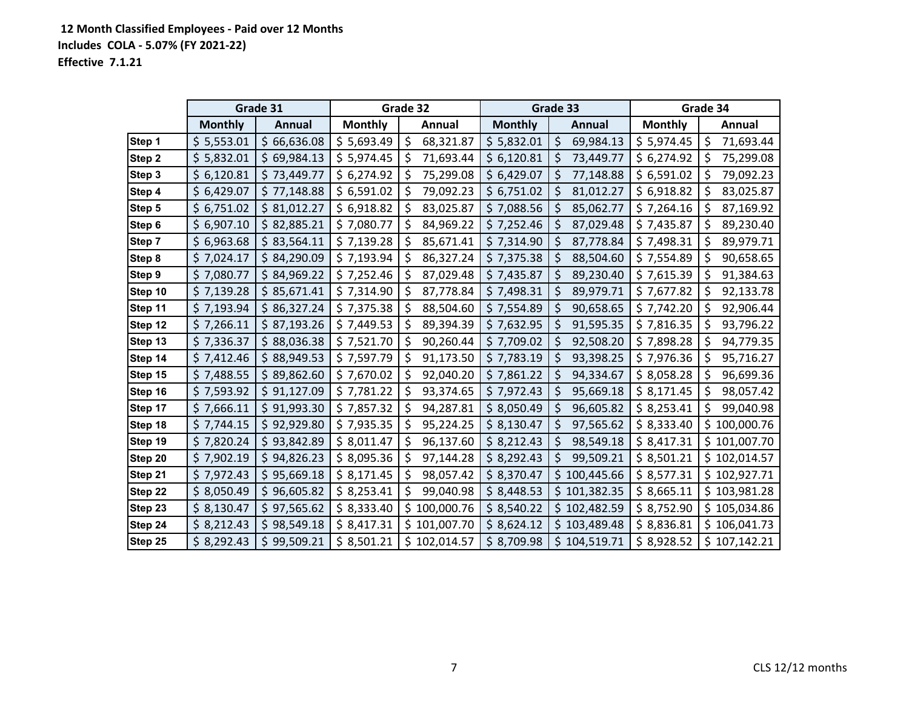**12 Month Classified Employees - Paid over 12 Months**

**Includes COLA - 5.07% (FY 2021-22)**

**Effective 7.1.21**

| | Grade 31 | | Grade 32 | | Grade 33 | | Grade 34 | |
|---|---|---|---|---|---|---|---|---|
| | Monthly | Annual | Monthly | Annual | Monthly | Annual | Monthly | Annual |
| Step 1 | $ 5,553.01 | $ 66,636.08 | $ 5,693.49 | $ 68,321.87 | $ 5,832.01 | $ 69,984.13 | $ 5,974.45 | $ 71,693.44 |
| Step 2 | $ 5,832.01 | $ 69,984.13 | $ 5,974.45 | $ 71,693.44 | $ 6,120.81 | $ 73,449.77 | $ 6,274.92 | $ 75,299.08 |
| Step 3 | $ 6,120.81 | $ 73,449.77 | $ 6,274.92 | $ 75,299.08 | $ 6,429.07 | $ 77,148.88 | $ 6,591.02 | $ 79,092.23 |
| Step 4 | $ 6,429.07 | $ 77,148.88 | $ 6,591.02 | $ 79,092.23 | $ 6,751.02 | $ 81,012.27 | $ 6,918.82 | $ 83,025.87 |
| Step 5 | $ 6,751.02 | $ 81,012.27 | $ 6,918.82 | $ 83,025.87 | $ 7,088.56 | $ 85,062.77 | $ 7,264.16 | $ 87,169.92 |
| Step 6 | $ 6,907.10 | $ 82,885.21 | $ 7,080.77 | $ 84,969.22 | $ 7,252.46 | $ 87,029.48 | $ 7,435.87 | $ 89,230.40 |
| Step 7 | $ 6,963.68 | $ 83,564.11 | $ 7,139.28 | $ 85,671.41 | $ 7,314.90 | $ 87,778.84 | $ 7,498.31 | $ 89,979.71 |
| Step 8 | $ 7,024.17 | $ 84,290.09 | $ 7,193.94 | $ 86,327.24 | $ 7,375.38 | $ 88,504.60 | $ 7,554.89 | $ 90,658.65 |
| Step 9 | $ 7,080.77 | $ 84,969.22 | $ 7,252.46 | $ 87,029.48 | $ 7,435.87 | $ 89,230.40 | $ 7,615.39 | $ 91,384.63 |
| Step 10 | $ 7,139.28 | $ 85,671.41 | $ 7,314.90 | $ 87,778.84 | $ 7,498.31 | $ 89,979.71 | $ 7,677.82 | $ 92,133.78 |
| Step 11 | $ 7,193.94 | $ 86,327.24 | $ 7,375.38 | $ 88,504.60 | $ 7,554.89 | $ 90,658.65 | $ 7,742.20 | $ 92,906.44 |
| Step 12 | $ 7,266.11 | $ 87,193.26 | $ 7,449.53 | $ 89,394.39 | $ 7,632.95 | $ 91,595.35 | $ 7,816.35 | $ 93,796.22 |
| Step 13 | $ 7,336.37 | $ 88,036.38 | $ 7,521.70 | $ 90,260.44 | $ 7,709.02 | $ 92,508.20 | $ 7,898.28 | $ 94,779.35 |
| Step 14 | $ 7,412.46 | $ 88,949.53 | $ 7,597.79 | $ 91,173.50 | $ 7,783.19 | $ 93,398.25 | $ 7,976.36 | $ 95,716.27 |
| Step 15 | $ 7,488.55 | $ 89,862.60 | $ 7,670.02 | $ 92,040.20 | $ 7,861.22 | $ 94,334.67 | $ 8,058.28 | $ 96,699.36 |
| Step 16 | $ 7,593.92 | $ 91,127.09 | $ 7,781.22 | $ 93,374.65 | $ 7,972.43 | $ 95,669.18 | $ 8,171.45 | $ 98,057.42 |
| Step 17 | $ 7,666.11 | $ 91,993.30 | $ 7,857.32 | $ 94,287.81 | $ 8,050.49 | $ 96,605.82 | $ 8,253.41 | $ 99,040.98 |
| Step 18 | $ 7,744.15 | $ 92,929.80 | $ 7,935.35 | $ 95,224.25 | $ 8,130.47 | $ 97,565.62 | $ 8,333.40 | $ 100,000.76 |
| Step 19 | $ 7,820.24 | $ 93,842.89 | $ 8,011.47 | $ 96,137.60 | $ 8,212.43 | $ 98,549.18 | $ 8,417.31 | $ 101,007.70 |
| Step 20 | $ 7,902.19 | $ 94,826.23 | $ 8,095.36 | $ 97,144.28 | $ 8,292.43 | $ 99,509.21 | $ 8,501.21 | $ 102,014.57 |
| Step 21 | $ 7,972.43 | $ 95,669.18 | $ 8,171.45 | $ 98,057.42 | $ 8,370.47 | $ 100,445.66 | $ 8,577.31 | $ 102,927.71 |
| Step 22 | $ 8,050.49 | $ 96,605.82 | $ 8,253.41 | $ 99,040.98 | $ 8,448.53 | $ 101,382.35 | $ 8,665.11 | $ 103,981.28 |
| Step 23 | $ 8,130.47 | $ 97,565.62 | $ 8,333.40 | $ 100,000.76 | $ 8,540.22 | $ 102,482.59 | $ 8,752.90 | $ 105,034.86 |
| Step 24 | $ 8,212.43 | $ 98,549.18 | $ 8,417.31 | $ 101,007.70 | $ 8,624.12 | $ 103,489.48 | $ 8,836.81 | $ 106,041.73 |
| Step 25 | $ 8,292.43 | $ 99,509.21 | $ 8,501.21 | $ 102,014.57 | $ 8,709.98 | $ 104,519.71 | $ 8,928.52 | $ 107,142.21 |

CLS 12/12 months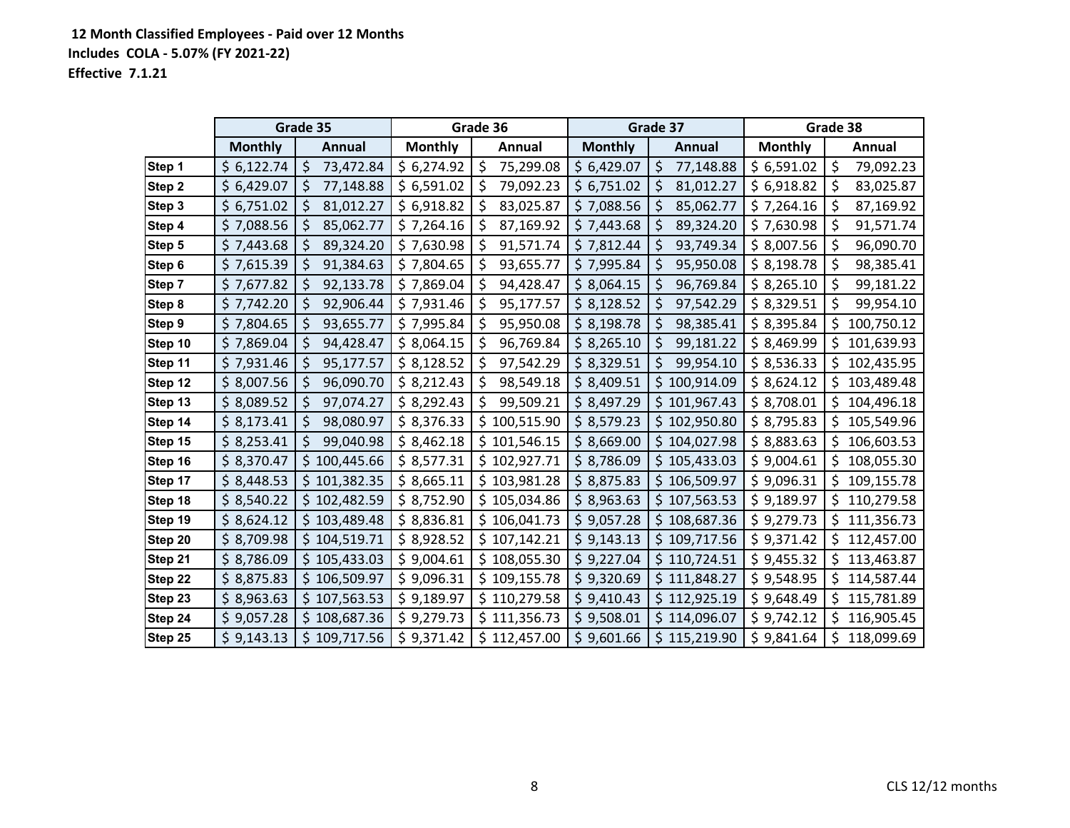**12 Month Classified Employees - Paid over 12 Months**
**Includes COLA - 5.07% (FY 2021-22)**
**Effective 7.1.21**

| | Grade 35 | | Grade 36 | | Grade 37 | | Grade 38 | |
|---|---|---|---|---|---|---|---|---|
| | Monthly | Annual | Monthly | Annual | Monthly | Annual | Monthly | Annual |
| Step 1 | $ 6,122.74 | $ 73,472.84 | $ 6,274.92 | $ 75,299.08 | $ 6,429.07 | $ 77,148.88 | $ 6,591.02 | $ 79,092.23 |
| Step 2 | $ 6,429.07 | $ 77,148.88 | $ 6,591.02 | $ 79,092.23 | $ 6,751.02 | $ 81,012.27 | $ 6,918.82 | $ 83,025.87 |
| Step 3 | $ 6,751.02 | $ 81,012.27 | $ 6,918.82 | $ 83,025.87 | $ 7,088.56 | $ 85,062.77 | $ 7,264.16 | $ 87,169.92 |
| Step 4 | $ 7,088.56 | $ 85,062.77 | $ 7,264.16 | $ 87,169.92 | $ 7,443.68 | $ 89,324.20 | $ 7,630.98 | $ 91,571.74 |
| Step 5 | $ 7,443.68 | $ 89,324.20 | $ 7,630.98 | $ 91,571.74 | $ 7,812.44 | $ 93,749.34 | $ 8,007.56 | $ 96,090.70 |
| Step 6 | $ 7,615.39 | $ 91,384.63 | $ 7,804.65 | $ 93,655.77 | $ 7,995.84 | $ 95,950.08 | $ 8,198.78 | $ 98,385.41 |
| Step 7 | $ 7,677.82 | $ 92,133.78 | $ 7,869.04 | $ 94,428.47 | $ 8,064.15 | $ 96,769.84 | $ 8,265.10 | $ 99,181.22 |
| Step 8 | $ 7,742.20 | $ 92,906.44 | $ 7,931.46 | $ 95,177.57 | $ 8,128.52 | $ 97,542.29 | $ 8,329.51 | $ 99,954.10 |
| Step 9 | $ 7,804.65 | $ 93,655.77 | $ 7,995.84 | $ 95,950.08 | $ 8,198.78 | $ 98,385.41 | $ 8,395.84 | $ 100,750.12 |
| Step 10 | $ 7,869.04 | $ 94,428.47 | $ 8,064.15 | $ 96,769.84 | $ 8,265.10 | $ 99,181.22 | $ 8,469.99 | $ 101,639.93 |
| Step 11 | $ 7,931.46 | $ 95,177.57 | $ 8,128.52 | $ 97,542.29 | $ 8,329.51 | $ 99,954.10 | $ 8,536.33 | $ 102,435.95 |
| Step 12 | $ 8,007.56 | $ 96,090.70 | $ 8,212.43 | $ 98,549.18 | $ 8,409.51 | $ 100,914.09 | $ 8,624.12 | $ 103,489.48 |
| Step 13 | $ 8,089.52 | $ 97,074.27 | $ 8,292.43 | $ 99,509.21 | $ 8,497.29 | $ 101,967.43 | $ 8,708.01 | $ 104,496.18 |
| Step 14 | $ 8,173.41 | $ 98,080.97 | $ 8,376.33 | $ 100,515.90 | $ 8,579.23 | $ 102,950.80 | $ 8,795.83 | $ 105,549.96 |
| Step 15 | $ 8,253.41 | $ 99,040.98 | $ 8,462.18 | $ 101,546.15 | $ 8,669.00 | $ 104,027.98 | $ 8,883.63 | $ 106,603.53 |
| Step 16 | $ 8,370.47 | $ 100,445.66 | $ 8,577.31 | $ 102,927.71 | $ 8,786.09 | $ 105,433.03 | $ 9,004.61 | $ 108,055.30 |
| Step 17 | $ 8,448.53 | $ 101,382.35 | $ 8,665.11 | $ 103,981.28 | $ 8,875.83 | $ 106,509.97 | $ 9,096.31 | $ 109,155.78 |
| Step 18 | $ 8,540.22 | $ 102,482.59 | $ 8,752.90 | $ 105,034.86 | $ 8,963.63 | $ 107,563.53 | $ 9,189.97 | $ 110,279.58 |
| Step 19 | $ 8,624.12 | $ 103,489.48 | $ 8,836.81 | $ 106,041.73 | $ 9,057.28 | $ 108,687.36 | $ 9,279.73 | $ 111,356.73 |
| Step 20 | $ 8,709.98 | $ 104,519.71 | $ 8,928.52 | $ 107,142.21 | $ 9,143.13 | $ 109,717.56 | $ 9,371.42 | $ 112,457.00 |
| Step 21 | $ 8,786.09 | $ 105,433.03 | $ 9,004.61 | $ 108,055.30 | $ 9,227.04 | $ 110,724.51 | $ 9,455.32 | $ 113,463.87 |
| Step 22 | $ 8,875.83 | $ 106,509.97 | $ 9,096.31 | $ 109,155.78 | $ 9,320.69 | $ 111,848.27 | $ 9,548.95 | $ 114,587.44 |
| Step 23 | $ 8,963.63 | $ 107,563.53 | $ 9,189.97 | $ 110,279.58 | $ 9,410.43 | $ 112,925.19 | $ 9,648.49 | $ 115,781.89 |
| Step 24 | $ 9,057.28 | $ 108,687.36 | $ 9,279.73 | $ 111,356.73 | $ 9,508.01 | $ 114,096.07 | $ 9,742.12 | $ 116,905.45 |
| Step 25 | $ 9,143.13 | $ 109,717.56 | $ 9,371.42 | $ 112,457.00 | $ 9,601.66 | $ 115,219.90 | $ 9,841.64 | $ 118,099.69 |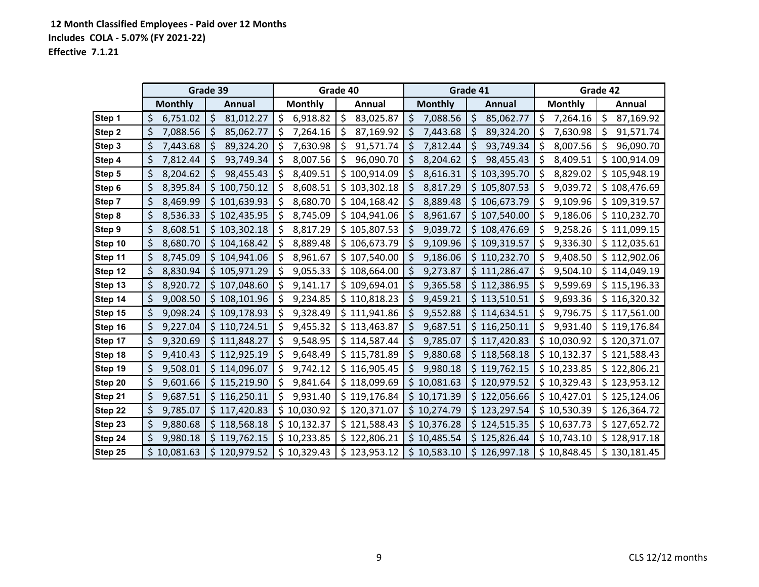**12 Month Classified Employees - Paid over 12 Months**

**Includes COLA - 5.07% (FY 2021-22)**

**Effective 7.1.21**

| | Grade 39 | | Grade 40 | | Grade 41 | | Grade 42 | |
|---|---|---|---|---|---|---|---|---|
| | Monthly | Annual | Monthly | Annual | Monthly | Annual | Monthly | Annual |
| Step 1 | $ 6,751.02 | $ 81,012.27 | $ 6,918.82 | $ 83,025.87 | $ 7,088.56 | $ 85,062.77 | $ 7,264.16 | $ 87,169.92 |
| Step 2 | $ 7,088.56 | $ 85,062.77 | $ 7,264.16 | $ 87,169.92 | $ 7,443.68 | $ 89,324.20 | $ 7,630.98 | $ 91,571.74 |
| Step 3 | $ 7,443.68 | $ 89,324.20 | $ 7,630.98 | $ 91,571.74 | $ 7,812.44 | $ 93,749.34 | $ 8,007.56 | $ 96,090.70 |
| Step 4 | $ 7,812.44 | $ 93,749.34 | $ 8,007.56 | $ 96,090.70 | $ 8,204.62 | $ 98,455.43 | $ 8,409.51 | $ 100,914.09 |
| Step 5 | $ 8,204.62 | $ 98,455.43 | $ 8,409.51 | $ 100,914.09 | $ 8,616.31 | $ 103,395.70 | $ 8,829.02 | $ 105,948.19 |
| Step 6 | $ 8,395.84 | $ 100,750.12 | $ 8,608.51 | $ 103,302.18 | $ 8,817.29 | $ 105,807.53 | $ 9,039.72 | $ 108,476.69 |
| Step 7 | $ 8,469.99 | $ 101,639.93 | $ 8,680.70 | $ 104,168.42 | $ 8,889.48 | $ 106,673.79 | $ 9,109.96 | $ 109,319.57 |
| Step 8 | $ 8,536.33 | $ 102,435.95 | $ 8,745.09 | $ 104,941.06 | $ 8,961.67 | $ 107,540.00 | $ 9,186.06 | $ 110,232.70 |
| Step 9 | $ 8,608.51 | $ 103,302.18 | $ 8,817.29 | $ 105,807.53 | $ 9,039.72 | $ 108,476.69 | $ 9,258.26 | $ 111,099.15 |
| Step 10 | $ 8,680.70 | $ 104,168.42 | $ 8,889.48 | $ 106,673.79 | $ 9,109.96 | $ 109,319.57 | $ 9,336.30 | $ 112,035.61 |
| Step 11 | $ 8,745.09 | $ 104,941.06 | $ 8,961.67 | $ 107,540.00 | $ 9,186.06 | $ 110,232.70 | $ 9,408.50 | $ 112,902.06 |
| Step 12 | $ 8,830.94 | $ 105,971.29 | $ 9,055.33 | $ 108,664.00 | $ 9,273.87 | $ 111,286.47 | $ 9,504.10 | $ 114,049.19 |
| Step 13 | $ 8,920.72 | $ 107,048.60 | $ 9,141.17 | $ 109,694.01 | $ 9,365.58 | $ 112,386.95 | $ 9,599.69 | $ 115,196.33 |
| Step 14 | $ 9,008.50 | $ 108,101.96 | $ 9,234.85 | $ 110,818.23 | $ 9,459.21 | $ 113,510.51 | $ 9,693.36 | $ 116,320.32 |
| Step 15 | $ 9,098.24 | $ 109,178.93 | $ 9,328.49 | $ 111,941.86 | $ 9,552.88 | $ 114,634.51 | $ 9,796.75 | $ 117,561.00 |
| Step 16 | $ 9,227.04 | $ 110,724.51 | $ 9,455.32 | $ 113,463.87 | $ 9,687.51 | $ 116,250.11 | $ 9,931.40 | $ 119,176.84 |
| Step 17 | $ 9,320.69 | $ 111,848.27 | $ 9,548.95 | $ 114,587.44 | $ 9,785.07 | $ 117,420.83 | $ 10,030.92 | $ 120,371.07 |
| Step 18 | $ 9,410.43 | $ 112,925.19 | $ 9,648.49 | $ 115,781.89 | $ 9,880.68 | $ 118,568.18 | $ 10,132.37 | $ 121,588.43 |
| Step 19 | $ 9,508.01 | $ 114,096.07 | $ 9,742.12 | $ 116,905.45 | $ 9,980.18 | $ 119,762.15 | $ 10,233.85 | $ 122,806.21 |
| Step 20 | $ 9,601.66 | $ 115,219.90 | $ 9,841.64 | $ 118,099.69 | $ 10,081.63 | $ 120,979.52 | $ 10,329.43 | $ 123,953.12 |
| Step 21 | $ 9,687.51 | $ 116,250.11 | $ 9,931.40 | $ 119,176.84 | $ 10,171.39 | $ 122,056.66 | $ 10,427.01 | $ 125,124.06 |
| Step 22 | $ 9,785.07 | $ 117,420.83 | $ 10,030.92 | $ 120,371.07 | $ 10,274.79 | $ 123,297.54 | $ 10,530.39 | $ 126,364.72 |
| Step 23 | $ 9,880.68 | $ 118,568.18 | $ 10,132.37 | $ 121,588.43 | $ 10,376.28 | $ 124,515.35 | $ 10,637.73 | $ 127,652.72 |
| Step 24 | $ 9,980.18 | $ 119,762.15 | $ 10,233.85 | $ 122,806.21 | $ 10,485.54 | $ 125,826.44 | $ 10,743.10 | $ 128,917.18 |
| Step 25 | $ 10,081.63 | $ 120,979.52 | $ 10,329.43 | $ 123,953.12 | $ 10,583.10 | $ 126,997.18 | $ 10,848.45 | $ 130,181.45 |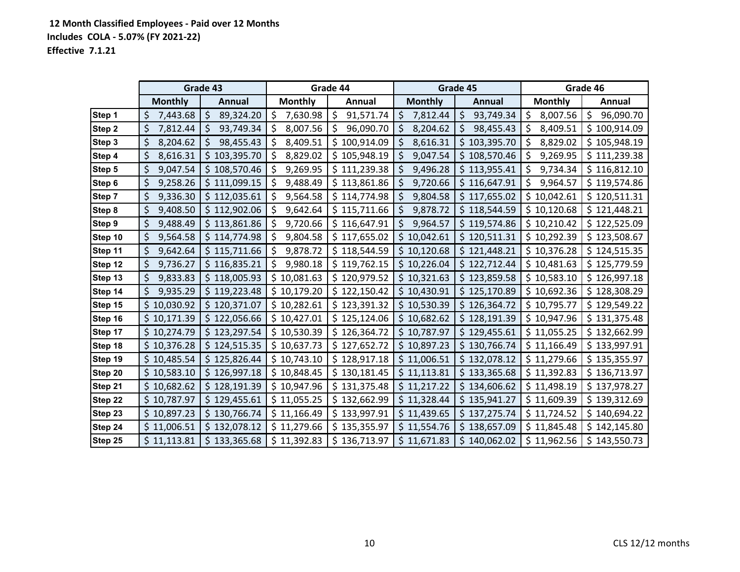**12 Month Classified Employees - Paid over 12 Months**

**Includes COLA - 5.07% (FY 2021-22)**

**Effective 7.1.21**

| | Grade 43 | | Grade 44 | | Grade 45 | | Grade 46 | |
|---|---|---|---|---|---|---|---|---|
| | Monthly | Annual | Monthly | Annual | Monthly | Annual | Monthly | Annual |
| Step 1 | $ 7,443.68 | $ 89,324.20 | $ 7,630.98 | $ 91,571.74 | $ 7,812.44 | $ 93,749.34 | $ 8,007.56 | $ 96,090.70 |
| Step 2 | $ 7,812.44 | $ 93,749.34 | $ 8,007.56 | $ 96,090.70 | $ 8,204.62 | $ 98,455.43 | $ 8,409.51 | $ 100,914.09 |
| Step 3 | $ 8,204.62 | $ 98,455.43 | $ 8,409.51 | $ 100,914.09 | $ 8,616.31 | $ 103,395.70 | $ 8,829.02 | $ 105,948.19 |
| Step 4 | $ 8,616.31 | $ 103,395.70 | $ 8,829.02 | $ 105,948.19 | $ 9,047.54 | $ 108,570.46 | $ 9,269.95 | $ 111,239.38 |
| Step 5 | $ 9,047.54 | $ 108,570.46 | $ 9,269.95 | $ 111,239.38 | $ 9,496.28 | $ 113,955.41 | $ 9,734.34 | $ 116,812.10 |
| Step 6 | $ 9,258.26 | $ 111,099.15 | $ 9,488.49 | $ 113,861.86 | $ 9,720.66 | $ 116,647.91 | $ 9,964.57 | $ 119,574.86 |
| Step 7 | $ 9,336.30 | $ 112,035.61 | $ 9,564.58 | $ 114,774.98 | $ 9,804.58 | $ 117,655.02 | $ 10,042.61 | $ 120,511.31 |
| Step 8 | $ 9,408.50 | $ 112,902.06 | $ 9,642.64 | $ 115,711.66 | $ 9,878.72 | $ 118,544.59 | $ 10,120.68 | $ 121,448.21 |
| Step 9 | $ 9,488.49 | $ 113,861.86 | $ 9,720.66 | $ 116,647.91 | $ 9,964.57 | $ 119,574.86 | $ 10,210.42 | $ 122,525.09 |
| Step 10 | $ 9,564.58 | $ 114,774.98 | $ 9,804.58 | $ 117,655.02 | $ 10,042.61 | $ 120,511.31 | $ 10,292.39 | $ 123,508.67 |
| Step 11 | $ 9,642.64 | $ 115,711.66 | $ 9,878.72 | $ 118,544.59 | $ 10,120.68 | $ 121,448.21 | $ 10,376.28 | $ 124,515.35 |
| Step 12 | $ 9,736.27 | $ 116,835.21 | $ 9,980.18 | $ 119,762.15 | $ 10,226.04 | $ 122,712.44 | $ 10,481.63 | $ 125,779.59 |
| Step 13 | $ 9,833.83 | $ 118,005.93 | $ 10,081.63 | $ 120,979.52 | $ 10,321.63 | $ 123,859.58 | $ 10,583.10 | $ 126,997.18 |
| Step 14 | $ 9,935.29 | $ 119,223.48 | $ 10,179.20 | $ 122,150.42 | $ 10,430.91 | $ 125,170.89 | $ 10,692.36 | $ 128,308.29 |
| Step 15 | $ 10,030.92 | $ 120,371.07 | $ 10,282.61 | $ 123,391.32 | $ 10,530.39 | $ 126,364.72 | $ 10,795.77 | $ 129,549.22 |
| Step 16 | $ 10,171.39 | $ 122,056.66 | $ 10,427.01 | $ 125,124.06 | $ 10,682.62 | $ 128,191.39 | $ 10,947.96 | $ 131,375.48 |
| Step 17 | $ 10,274.79 | $ 123,297.54 | $ 10,530.39 | $ 126,364.72 | $ 10,787.97 | $ 129,455.61 | $ 11,055.25 | $ 132,662.99 |
| Step 18 | $ 10,376.28 | $ 124,515.35 | $ 10,637.73 | $ 127,652.72 | $ 10,897.23 | $ 130,766.74 | $ 11,166.49 | $ 133,997.91 |
| Step 19 | $ 10,485.54 | $ 125,826.44 | $ 10,743.10 | $ 128,917.18 | $ 11,006.51 | $ 132,078.12 | $ 11,279.66 | $ 135,355.97 |
| Step 20 | $ 10,583.10 | $ 126,997.18 | $ 10,848.45 | $ 130,181.45 | $ 11,113.81 | $ 133,365.68 | $ 11,392.83 | $ 136,713.97 |
| Step 21 | $ 10,682.62 | $ 128,191.39 | $ 10,947.96 | $ 131,375.48 | $ 11,217.22 | $ 134,606.62 | $ 11,498.19 | $ 137,978.27 |
| Step 22 | $ 10,787.97 | $ 129,455.61 | $ 11,055.25 | $ 132,662.99 | $ 11,328.44 | $ 135,941.27 | $ 11,609.39 | $ 139,312.69 |
| Step 23 | $ 10,897.23 | $ 130,766.74 | $ 11,166.49 | $ 133,997.91 | $ 11,439.65 | $ 137,275.74 | $ 11,724.52 | $ 140,694.22 |
| Step 24 | $ 11,006.51 | $ 132,078.12 | $ 11,279.66 | $ 135,355.97 | $ 11,554.76 | $ 138,657.09 | $ 11,845.48 | $ 142,145.80 |
| Step 25 | $ 11,113.81 | $ 133,365.68 | $ 11,392.83 | $ 136,713.97 | $ 11,671.83 | $ 140,062.02 | $ 11,962.56 | $ 143,550.73 |

CLS 12/12 months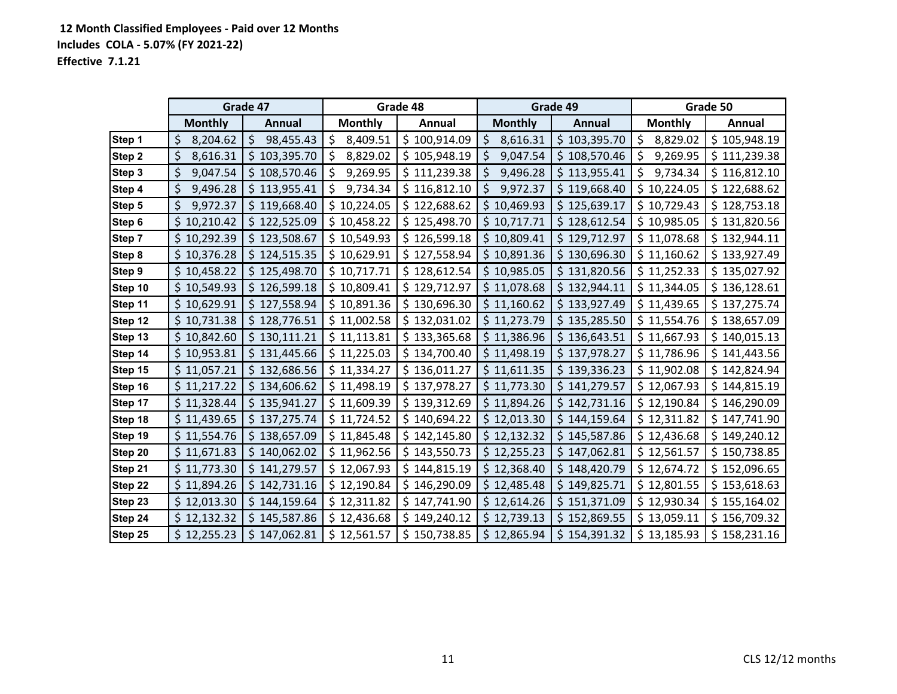**12 Month Classified Employees - Paid over 12 Months**
**Includes COLA - 5.07% (FY 2021-22)**
**Effective 7.1.21**

| | Grade 47 | | Grade 48 | | Grade 49 | | Grade 50 | |
|---|---|---|---|---|---|---|---|---|
| | Monthly | Annual | Monthly | Annual | Monthly | Annual | Monthly | Annual |
| Step 1 | $ 8,204.62 | $ 98,455.43 | $ 8,409.51 | $ 100,914.09 | $ 8,616.31 | $ 103,395.70 | $ 8,829.02 | $ 105,948.19 |
| Step 2 | $ 8,616.31 | $ 103,395.70 | $ 8,829.02 | $ 105,948.19 | $ 9,047.54 | $ 108,570.46 | $ 9,269.95 | $ 111,239.38 |
| Step 3 | $ 9,047.54 | $ 108,570.46 | $ 9,269.95 | $ 111,239.38 | $ 9,496.28 | $ 113,955.41 | $ 9,734.34 | $ 116,812.10 |
| Step 4 | $ 9,496.28 | $ 113,955.41 | $ 9,734.34 | $ 116,812.10 | $ 9,972.37 | $ 119,668.40 | $ 10,224.05 | $ 122,688.62 |
| Step 5 | $ 9,972.37 | $ 119,668.40 | $ 10,224.05 | $ 122,688.62 | $ 10,469.93 | $ 125,639.17 | $ 10,729.43 | $ 128,753.18 |
| Step 6 | $ 10,210.42 | $ 122,525.09 | $ 10,458.22 | $ 125,498.70 | $ 10,717.71 | $ 128,612.54 | $ 10,985.05 | $ 131,820.56 |
| Step 7 | $ 10,292.39 | $ 123,508.67 | $ 10,549.93 | $ 126,599.18 | $ 10,809.41 | $ 129,712.97 | $ 11,078.68 | $ 132,944.11 |
| Step 8 | $ 10,376.28 | $ 124,515.35 | $ 10,629.91 | $ 127,558.94 | $ 10,891.36 | $ 130,696.30 | $ 11,160.62 | $ 133,927.49 |
| Step 9 | $ 10,458.22 | $ 125,498.70 | $ 10,717.71 | $ 128,612.54 | $ 10,985.05 | $ 131,820.56 | $ 11,252.33 | $ 135,027.92 |
| Step 10 | $ 10,549.93 | $ 126,599.18 | $ 10,809.41 | $ 129,712.97 | $ 11,078.68 | $ 132,944.11 | $ 11,344.05 | $ 136,128.61 |
| Step 11 | $ 10,629.91 | $ 127,558.94 | $ 10,891.36 | $ 130,696.30 | $ 11,160.62 | $ 133,927.49 | $ 11,439.65 | $ 137,275.74 |
| Step 12 | $ 10,731.38 | $ 128,776.51 | $ 11,002.58 | $ 132,031.02 | $ 11,273.79 | $ 135,285.50 | $ 11,554.76 | $ 138,657.09 |
| Step 13 | $ 10,842.60 | $ 130,111.21 | $ 11,113.81 | $ 133,365.68 | $ 11,386.96 | $ 136,643.51 | $ 11,667.93 | $ 140,015.13 |
| Step 14 | $ 10,953.81 | $ 131,445.66 | $ 11,225.03 | $ 134,700.40 | $ 11,498.19 | $ 137,978.27 | $ 11,786.96 | $ 141,443.56 |
| Step 15 | $ 11,057.21 | $ 132,686.56 | $ 11,334.27 | $ 136,011.27 | $ 11,611.35 | $ 139,336.23 | $ 11,902.08 | $ 142,824.94 |
| Step 16 | $ 11,217.22 | $ 134,606.62 | $ 11,498.19 | $ 137,978.27 | $ 11,773.30 | $ 141,279.57 | $ 12,067.93 | $ 144,815.19 |
| Step 17 | $ 11,328.44 | $ 135,941.27 | $ 11,609.39 | $ 139,312.69 | $ 11,894.26 | $ 142,731.16 | $ 12,190.84 | $ 146,290.09 |
| Step 18 | $ 11,439.65 | $ 137,275.74 | $ 11,724.52 | $ 140,694.22 | $ 12,013.30 | $ 144,159.64 | $ 12,311.82 | $ 147,741.90 |
| Step 19 | $ 11,554.76 | $ 138,657.09 | $ 11,845.48 | $ 142,145.80 | $ 12,132.32 | $ 145,587.86 | $ 12,436.68 | $ 149,240.12 |
| Step 20 | $ 11,671.83 | $ 140,062.02 | $ 11,962.56 | $ 143,550.73 | $ 12,255.23 | $ 147,062.81 | $ 12,561.57 | $ 150,738.85 |
| Step 21 | $ 11,773.30 | $ 141,279.57 | $ 12,067.93 | $ 144,815.19 | $ 12,368.40 | $ 148,420.79 | $ 12,674.72 | $ 152,096.65 |
| Step 22 | $ 11,894.26 | $ 142,731.16 | $ 12,190.84 | $ 146,290.09 | $ 12,485.48 | $ 149,825.71 | $ 12,801.55 | $ 153,618.63 |
| Step 23 | $ 12,013.30 | $ 144,159.64 | $ 12,311.82 | $ 147,741.90 | $ 12,614.26 | $ 151,371.09 | $ 12,930.34 | $ 155,164.02 |
| Step 24 | $ 12,132.32 | $ 145,587.86 | $ 12,436.68 | $ 149,240.12 | $ 12,739.13 | $ 152,869.55 | $ 13,059.11 | $ 156,709.32 |
| Step 25 | $ 12,255.23 | $ 147,062.81 | $ 12,561.57 | $ 150,738.85 | $ 12,865.94 | $ 154,391.32 | $ 13,185.93 | $ 158,231.16 |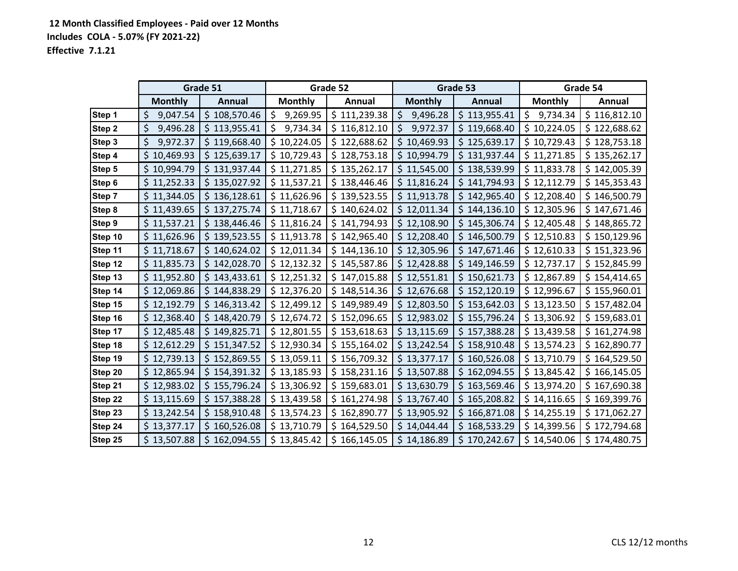**12 Month Classified Employees - Paid over 12 Months**

**Includes COLA - 5.07% (FY 2021-22)**

**Effective 7.1.21**

| | Grade 51 | | Grade 52 | | Grade 53 | | Grade 54 | |
|---|---|---|---|---|---|---|---|---|
| | Monthly | Annual | Monthly | Annual | Monthly | Annual | Monthly | Annual |
| Step 1 | $ 9,047.54 | $ 108,570.46 | $ 9,269.95 | $ 111,239.38 | $ 9,496.28 | $ 113,955.41 | $ 9,734.34 | $ 116,812.10 |
| Step 2 | $ 9,496.28 | $ 113,955.41 | $ 9,734.34 | $ 116,812.10 | $ 9,972.37 | $ 119,668.40 | $ 10,224.05 | $ 122,688.62 |
| Step 3 | $ 9,972.37 | $ 119,668.40 | $ 10,224.05 | $ 122,688.62 | $ 10,469.93 | $ 125,639.17 | $ 10,729.43 | $ 128,753.18 |
| Step 4 | $ 10,469.93 | $ 125,639.17 | $ 10,729.43 | $ 128,753.18 | $ 10,994.79 | $ 131,937.44 | $ 11,271.85 | $ 135,262.17 |
| Step 5 | $ 10,994.79 | $ 131,937.44 | $ 11,271.85 | $ 135,262.17 | $ 11,545.00 | $ 138,539.99 | $ 11,833.78 | $ 142,005.39 |
| Step 6 | $ 11,252.33 | $ 135,027.92 | $ 11,537.21 | $ 138,446.46 | $ 11,816.24 | $ 141,794.93 | $ 12,112.79 | $ 145,353.43 |
| Step 7 | $ 11,344.05 | $ 136,128.61 | $ 11,626.96 | $ 139,523.55 | $ 11,913.78 | $ 142,965.40 | $ 12,208.40 | $ 146,500.79 |
| Step 8 | $ 11,439.65 | $ 137,275.74 | $ 11,718.67 | $ 140,624.02 | $ 12,011.34 | $ 144,136.10 | $ 12,305.96 | $ 147,671.46 |
| Step 9 | $ 11,537.21 | $ 138,446.46 | $ 11,816.24 | $ 141,794.93 | $ 12,108.90 | $ 145,306.74 | $ 12,405.48 | $ 148,865.72 |
| Step 10 | $ 11,626.96 | $ 139,523.55 | $ 11,913.78 | $ 142,965.40 | $ 12,208.40 | $ 146,500.79 | $ 12,510.83 | $ 150,129.96 |
| Step 11 | $ 11,718.67 | $ 140,624.02 | $ 12,011.34 | $ 144,136.10 | $ 12,305.96 | $ 147,671.46 | $ 12,610.33 | $ 151,323.96 |
| Step 12 | $ 11,835.73 | $ 142,028.70 | $ 12,132.32 | $ 145,587.86 | $ 12,428.88 | $ 149,146.59 | $ 12,737.17 | $ 152,845.99 |
| Step 13 | $ 11,952.80 | $ 143,433.61 | $ 12,251.32 | $ 147,015.88 | $ 12,551.81 | $ 150,621.73 | $ 12,867.89 | $ 154,414.65 |
| Step 14 | $ 12,069.86 | $ 144,838.29 | $ 12,376.20 | $ 148,514.36 | $ 12,676.68 | $ 152,120.19 | $ 12,996.67 | $ 155,960.01 |
| Step 15 | $ 12,192.79 | $ 146,313.42 | $ 12,499.12 | $ 149,989.49 | $ 12,803.50 | $ 153,642.03 | $ 13,123.50 | $ 157,482.04 |
| Step 16 | $ 12,368.40 | $ 148,420.79 | $ 12,674.72 | $ 152,096.65 | $ 12,983.02 | $ 155,796.24 | $ 13,306.92 | $ 159,683.01 |
| Step 17 | $ 12,485.48 | $ 149,825.71 | $ 12,801.55 | $ 153,618.63 | $ 13,115.69 | $ 157,388.28 | $ 13,439.58 | $ 161,274.98 |
| Step 18 | $ 12,612.29 | $ 151,347.52 | $ 12,930.34 | $ 155,164.02 | $ 13,242.54 | $ 158,910.48 | $ 13,574.23 | $ 162,890.77 |
| Step 19 | $ 12,739.13 | $ 152,869.55 | $ 13,059.11 | $ 156,709.32 | $ 13,377.17 | $ 160,526.08 | $ 13,710.79 | $ 164,529.50 |
| Step 20 | $ 12,865.94 | $ 154,391.32 | $ 13,185.93 | $ 158,231.16 | $ 13,507.88 | $ 162,094.55 | $ 13,845.42 | $ 166,145.05 |
| Step 21 | $ 12,983.02 | $ 155,796.24 | $ 13,306.92 | $ 159,683.01 | $ 13,630.79 | $ 163,569.46 | $ 13,974.20 | $ 167,690.38 |
| Step 22 | $ 13,115.69 | $ 157,388.28 | $ 13,439.58 | $ 161,274.98 | $ 13,767.40 | $ 165,208.82 | $ 14,116.65 | $ 169,399.76 |
| Step 23 | $ 13,242.54 | $ 158,910.48 | $ 13,574.23 | $ 162,890.77 | $ 13,905.92 | $ 166,871.08 | $ 14,255.19 | $ 171,062.27 |
| Step 24 | $ 13,377.17 | $ 160,526.08 | $ 13,710.79 | $ 164,529.50 | $ 14,044.44 | $ 168,533.29 | $ 14,399.56 | $ 172,794.68 |
| Step 25 | $ 13,507.88 | $ 162,094.55 | $ 13,845.42 | $ 166,145.05 | $ 14,186.89 | $ 170,242.67 | $ 14,540.06 | $ 174,480.75 |

CLS 12/12 months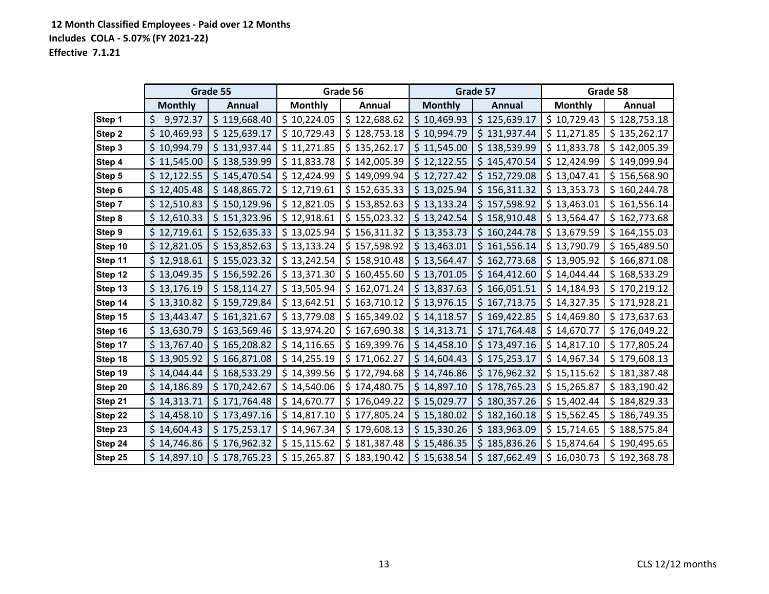**12 Month Classified Employees - Paid over 12 Months**
**Includes COLA - 5.07% (FY 2021-22)**
**Effective 7.1.21**

| | Grade 55 | | Grade 56 | | Grade 57 | | Grade 58 | |
|---|---|---|---|---|---|---|---|---|
| | Monthly | Annual | Monthly | Annual | Monthly | Annual | Monthly | Annual |
| Step 1 | $ 9,972.37 | $ 119,668.40 | $ 10,224.05 | $ 122,688.62 | $ 10,469.93 | $ 125,639.17 | $ 10,729.43 | $ 128,753.18 |
| Step 2 | $ 10,469.93 | $ 125,639.17 | $ 10,729.43 | $ 128,753.18 | $ 10,994.79 | $ 131,937.44 | $ 11,271.85 | $ 135,262.17 |
| Step 3 | $ 10,994.79 | $ 131,937.44 | $ 11,271.85 | $ 135,262.17 | $ 11,545.00 | $ 138,539.99 | $ 11,833.78 | $ 142,005.39 |
| Step 4 | $ 11,545.00 | $ 138,539.99 | $ 11,833.78 | $ 142,005.39 | $ 12,122.55 | $ 145,470.54 | $ 12,424.99 | $ 149,099.94 |
| Step 5 | $ 12,122.55 | $ 145,470.54 | $ 12,424.99 | $ 149,099.94 | $ 12,727.42 | $ 152,729.08 | $ 13,047.41 | $ 156,568.90 |
| Step 6 | $ 12,405.48 | $ 148,865.72 | $ 12,719.61 | $ 152,635.33 | $ 13,025.94 | $ 156,311.32 | $ 13,353.73 | $ 160,244.78 |
| Step 7 | $ 12,510.83 | $ 150,129.96 | $ 12,821.05 | $ 153,852.63 | $ 13,133.24 | $ 157,598.92 | $ 13,463.01 | $ 161,556.14 |
| Step 8 | $ 12,610.33 | $ 151,323.96 | $ 12,918.61 | $ 155,023.32 | $ 13,242.54 | $ 158,910.48 | $ 13,564.47 | $ 162,773.68 |
| Step 9 | $ 12,719.61 | $ 152,635.33 | $ 13,025.94 | $ 156,311.32 | $ 13,353.73 | $ 160,244.78 | $ 13,679.59 | $ 164,155.03 |
| Step 10 | $ 12,821.05 | $ 153,852.63 | $ 13,133.24 | $ 157,598.92 | $ 13,463.01 | $ 161,556.14 | $ 13,790.79 | $ 165,489.50 |
| Step 11 | $ 12,918.61 | $ 155,023.32 | $ 13,242.54 | $ 158,910.48 | $ 13,564.47 | $ 162,773.68 | $ 13,905.92 | $ 166,871.08 |
| Step 12 | $ 13,049.35 | $ 156,592.26 | $ 13,371.30 | $ 160,455.60 | $ 13,701.05 | $ 164,412.60 | $ 14,044.44 | $ 168,533.29 |
| Step 13 | $ 13,176.19 | $ 158,114.27 | $ 13,505.94 | $ 162,071.24 | $ 13,837.63 | $ 166,051.51 | $ 14,184.93 | $ 170,219.12 |
| Step 14 | $ 13,310.82 | $ 159,729.84 | $ 13,642.51 | $ 163,710.12 | $ 13,976.15 | $ 167,713.75 | $ 14,327.35 | $ 171,928.21 |
| Step 15 | $ 13,443.47 | $ 161,321.67 | $ 13,779.08 | $ 165,349.02 | $ 14,118.57 | $ 169,422.85 | $ 14,469.80 | $ 173,637.63 |
| Step 16 | $ 13,630.79 | $ 163,569.46 | $ 13,974.20 | $ 167,690.38 | $ 14,313.71 | $ 171,764.48 | $ 14,670.77 | $ 176,049.22 |
| Step 17 | $ 13,767.40 | $ 165,208.82 | $ 14,116.65 | $ 169,399.76 | $ 14,458.10 | $ 173,497.16 | $ 14,817.10 | $ 177,805.24 |
| Step 18 | $ 13,905.92 | $ 166,871.08 | $ 14,255.19 | $ 171,062.27 | $ 14,604.43 | $ 175,253.17 | $ 14,967.34 | $ 179,608.13 |
| Step 19 | $ 14,044.44 | $ 168,533.29 | $ 14,399.56 | $ 172,794.68 | $ 14,746.86 | $ 176,962.32 | $ 15,115.62 | $ 181,387.48 |
| Step 20 | $ 14,186.89 | $ 170,242.67 | $ 14,540.06 | $ 174,480.75 | $ 14,897.10 | $ 178,765.23 | $ 15,265.87 | $ 183,190.42 |
| Step 21 | $ 14,313.71 | $ 171,764.48 | $ 14,670.77 | $ 176,049.22 | $ 15,029.77 | $ 180,357.26 | $ 15,402.44 | $ 184,829.33 |
| Step 22 | $ 14,458.10 | $ 173,497.16 | $ 14,817.10 | $ 177,805.24 | $ 15,180.02 | $ 182,160.18 | $ 15,562.45 | $ 186,749.35 |
| Step 23 | $ 14,604.43 | $ 175,253.17 | $ 14,967.34 | $ 179,608.13 | $ 15,330.26 | $ 183,963.09 | $ 15,714.65 | $ 188,575.84 |
| Step 24 | $ 14,746.86 | $ 176,962.32 | $ 15,115.62 | $ 181,387.48 | $ 15,486.35 | $ 185,836.26 | $ 15,874.64 | $ 190,495.65 |
| Step 25 | $ 14,897.10 | $ 178,765.23 | $ 15,265.87 | $ 183,190.42 | $ 15,638.54 | $ 187,662.49 | $ 16,030.73 | $ 192,368.78 |

CLS 12/12 months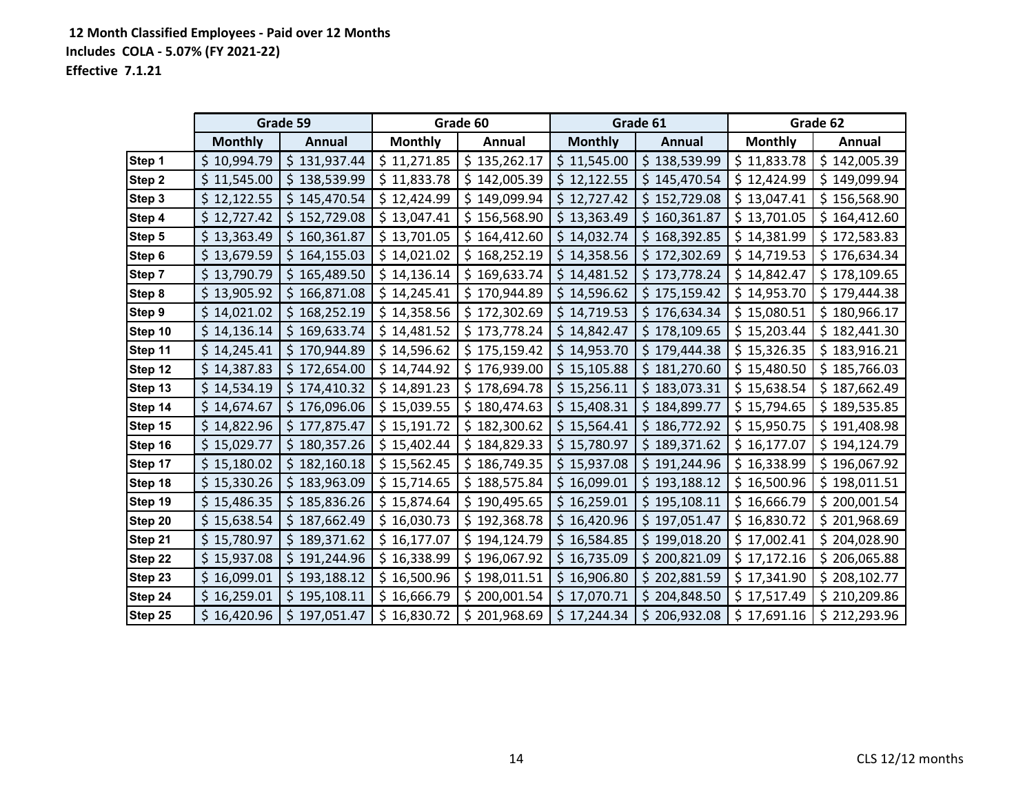**12 Month Classified Employees - Paid over 12 Months**

**Includes COLA - 5.07% (FY 2021-22)**

**Effective 7.1.21**

| | Grade 59 | | Grade 60 | | Grade 61 | | Grade 62 | |
|---|---|---|---|---|---|---|---|---|
| | Monthly | Annual | Monthly | Annual | Monthly | Annual | Monthly | Annual |
| Step 1 | $ 10,994.79 | $ 131,937.44 | $ 11,271.85 | $ 135,262.17 | $ 11,545.00 | $ 138,539.99 | $ 11,833.78 | $ 142,005.39 |
| Step 2 | $ 11,545.00 | $ 138,539.99 | $ 11,833.78 | $ 142,005.39 | $ 12,122.55 | $ 145,470.54 | $ 12,424.99 | $ 149,099.94 |
| Step 3 | $ 12,122.55 | $ 145,470.54 | $ 12,424.99 | $ 149,099.94 | $ 12,727.42 | $ 152,729.08 | $ 13,047.41 | $ 156,568.90 |
| Step 4 | $ 12,727.42 | $ 152,729.08 | $ 13,047.41 | $ 156,568.90 | $ 13,363.49 | $ 160,361.87 | $ 13,701.05 | $ 164,412.60 |
| Step 5 | $ 13,363.49 | $ 160,361.87 | $ 13,701.05 | $ 164,412.60 | $ 14,032.74 | $ 168,392.85 | $ 14,381.99 | $ 172,583.83 |
| Step 6 | $ 13,679.59 | $ 164,155.03 | $ 14,021.02 | $ 168,252.19 | $ 14,358.56 | $ 172,302.69 | $ 14,719.53 | $ 176,634.34 |
| Step 7 | $ 13,790.79 | $ 165,489.50 | $ 14,136.14 | $ 169,633.74 | $ 14,481.52 | $ 173,778.24 | $ 14,842.47 | $ 178,109.65 |
| Step 8 | $ 13,905.92 | $ 166,871.08 | $ 14,245.41 | $ 170,944.89 | $ 14,596.62 | $ 175,159.42 | $ 14,953.70 | $ 179,444.38 |
| Step 9 | $ 14,021.02 | $ 168,252.19 | $ 14,358.56 | $ 172,302.69 | $ 14,719.53 | $ 176,634.34 | $ 15,080.51 | $ 180,966.17 |
| Step 10 | $ 14,136.14 | $ 169,633.74 | $ 14,481.52 | $ 173,778.24 | $ 14,842.47 | $ 178,109.65 | $ 15,203.44 | $ 182,441.30 |
| Step 11 | $ 14,245.41 | $ 170,944.89 | $ 14,596.62 | $ 175,159.42 | $ 14,953.70 | $ 179,444.38 | $ 15,326.35 | $ 183,916.21 |
| Step 12 | $ 14,387.83 | $ 172,654.00 | $ 14,744.92 | $ 176,939.00 | $ 15,105.88 | $ 181,270.60 | $ 15,480.50 | $ 185,766.03 |
| Step 13 | $ 14,534.19 | $ 174,410.32 | $ 14,891.23 | $ 178,694.78 | $ 15,256.11 | $ 183,073.31 | $ 15,638.54 | $ 187,662.49 |
| Step 14 | $ 14,674.67 | $ 176,096.06 | $ 15,039.55 | $ 180,474.63 | $ 15,408.31 | $ 184,899.77 | $ 15,794.65 | $ 189,535.85 |
| Step 15 | $ 14,822.96 | $ 177,875.47 | $ 15,191.72 | $ 182,300.62 | $ 15,564.41 | $ 186,772.92 | $ 15,950.75 | $ 191,408.98 |
| Step 16 | $ 15,029.77 | $ 180,357.26 | $ 15,402.44 | $ 184,829.33 | $ 15,780.97 | $ 189,371.62 | $ 16,177.07 | $ 194,124.79 |
| Step 17 | $ 15,180.02 | $ 182,160.18 | $ 15,562.45 | $ 186,749.35 | $ 15,937.08 | $ 191,244.96 | $ 16,338.99 | $ 196,067.92 |
| Step 18 | $ 15,330.26 | $ 183,963.09 | $ 15,714.65 | $ 188,575.84 | $ 16,099.01 | $ 193,188.12 | $ 16,500.96 | $ 198,011.51 |
| Step 19 | $ 15,486.35 | $ 185,836.26 | $ 15,874.64 | $ 190,495.65 | $ 16,259.01 | $ 195,108.11 | $ 16,666.79 | $ 200,001.54 |
| Step 20 | $ 15,638.54 | $ 187,662.49 | $ 16,030.73 | $ 192,368.78 | $ 16,420.96 | $ 197,051.47 | $ 16,830.72 | $ 201,968.69 |
| Step 21 | $ 15,780.97 | $ 189,371.62 | $ 16,177.07 | $ 194,124.79 | $ 16,584.85 | $ 199,018.20 | $ 17,002.41 | $ 204,028.90 |
| Step 22 | $ 15,937.08 | $ 191,244.96 | $ 16,338.99 | $ 196,067.92 | $ 16,735.09 | $ 200,821.09 | $ 17,172.16 | $ 206,065.88 |
| Step 23 | $ 16,099.01 | $ 193,188.12 | $ 16,500.96 | $ 198,011.51 | $ 16,906.80 | $ 202,881.59 | $ 17,341.90 | $ 208,102.77 |
| Step 24 | $ 16,259.01 | $ 195,108.11 | $ 16,666.79 | $ 200,001.54 | $ 17,070.71 | $ 204,848.50 | $ 17,517.49 | $ 210,209.86 |
| Step 25 | $ 16,420.96 | $ 197,051.47 | $ 16,830.72 | $ 201,968.69 | $ 17,244.34 | $ 206,932.08 | $ 17,691.16 | $ 212,293.96 |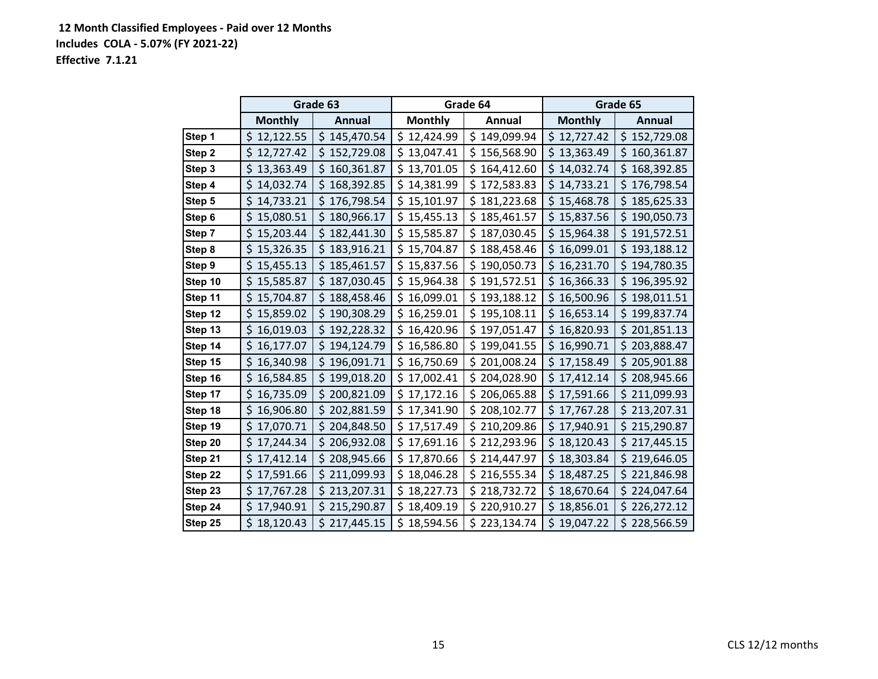**12 Month Classified Employees - Paid over 12 Months**

**Includes COLA - 5.07% (FY 2021-22)**

**Effective 7.1.21**

| | Grade 63 | | Grade 64 | | Grade 65 | |
|---|---|---|---|---|---|---|
| | Monthly | Annual | Monthly | Annual | Monthly | Annual |
| Step 1 | $ 12,122.55 | $ 145,470.54 | $ 12,424.99 | $ 149,099.94 | $ 12,727.42 | $ 152,729.08 |
| Step 2 | $ 12,727.42 | $ 152,729.08 | $ 13,047.41 | $ 156,568.90 | $ 13,363.49 | $ 160,361.87 |
| Step 3 | $ 13,363.49 | $ 160,361.87 | $ 13,701.05 | $ 164,412.60 | $ 14,032.74 | $ 168,392.85 |
| Step 4 | $ 14,032.74 | $ 168,392.85 | $ 14,381.99 | $ 172,583.83 | $ 14,733.21 | $ 176,798.54 |
| Step 5 | $ 14,733.21 | $ 176,798.54 | $ 15,101.97 | $ 181,223.68 | $ 15,468.78 | $ 185,625.33 |
| Step 6 | $ 15,080.51 | $ 180,966.17 | $ 15,455.13 | $ 185,461.57 | $ 15,837.56 | $ 190,050.73 |
| Step 7 | $ 15,203.44 | $ 182,441.30 | $ 15,585.87 | $ 187,030.45 | $ 15,964.38 | $ 191,572.51 |
| Step 8 | $ 15,326.35 | $ 183,916.21 | $ 15,704.87 | $ 188,458.46 | $ 16,099.01 | $ 193,188.12 |
| Step 9 | $ 15,455.13 | $ 185,461.57 | $ 15,837.56 | $ 190,050.73 | $ 16,231.70 | $ 194,780.35 |
| Step 10 | $ 15,585.87 | $ 187,030.45 | $ 15,964.38 | $ 191,572.51 | $ 16,366.33 | $ 196,395.92 |
| Step 11 | $ 15,704.87 | $ 188,458.46 | $ 16,099.01 | $ 193,188.12 | $ 16,500.96 | $ 198,011.51 |
| Step 12 | $ 15,859.02 | $ 190,308.29 | $ 16,259.01 | $ 195,108.11 | $ 16,653.14 | $ 199,837.74 |
| Step 13 | $ 16,019.03 | $ 192,228.32 | $ 16,420.96 | $ 197,051.47 | $ 16,820.93 | $ 201,851.13 |
| Step 14 | $ 16,177.07 | $ 194,124.79 | $ 16,586.80 | $ 199,041.55 | $ 16,990.71 | $ 203,888.47 |
| Step 15 | $ 16,340.98 | $ 196,091.71 | $ 16,750.69 | $ 201,008.24 | $ 17,158.49 | $ 205,901.88 |
| Step 16 | $ 16,584.85 | $ 199,018.20 | $ 17,002.41 | $ 204,028.90 | $ 17,412.14 | $ 208,945.66 |
| Step 17 | $ 16,735.09 | $ 200,821.09 | $ 17,172.16 | $ 206,065.88 | $ 17,591.66 | $ 211,099.93 |
| Step 18 | $ 16,906.80 | $ 202,881.59 | $ 17,341.90 | $ 208,102.77 | $ 17,767.28 | $ 213,207.31 |
| Step 19 | $ 17,070.71 | $ 204,848.50 | $ 17,517.49 | $ 210,209.86 | $ 17,940.91 | $ 215,290.87 |
| Step 20 | $ 17,244.34 | $ 206,932.08 | $ 17,691.16 | $ 212,293.96 | $ 18,120.43 | $ 217,445.15 |
| Step 21 | $ 17,412.14 | $ 208,945.66 | $ 17,870.66 | $ 214,447.97 | $ 18,303.84 | $ 219,646.05 |
| Step 22 | $ 17,591.66 | $ 211,099.93 | $ 18,046.28 | $ 216,555.34 | $ 18,487.25 | $ 221,846.98 |
| Step 23 | $ 17,767.28 | $ 213,207.31 | $ 18,227.73 | $ 218,732.72 | $ 18,670.64 | $ 224,047.64 |
| Step 24 | $ 17,940.91 | $ 215,290.87 | $ 18,409.19 | $ 220,910.27 | $ 18,856.01 | $ 226,272.12 |
| Step 25 | $ 18,120.43 | $ 217,445.15 | $ 18,594.56 | $ 223,134.74 | $ 19,047.22 | $ 228,566.59 |